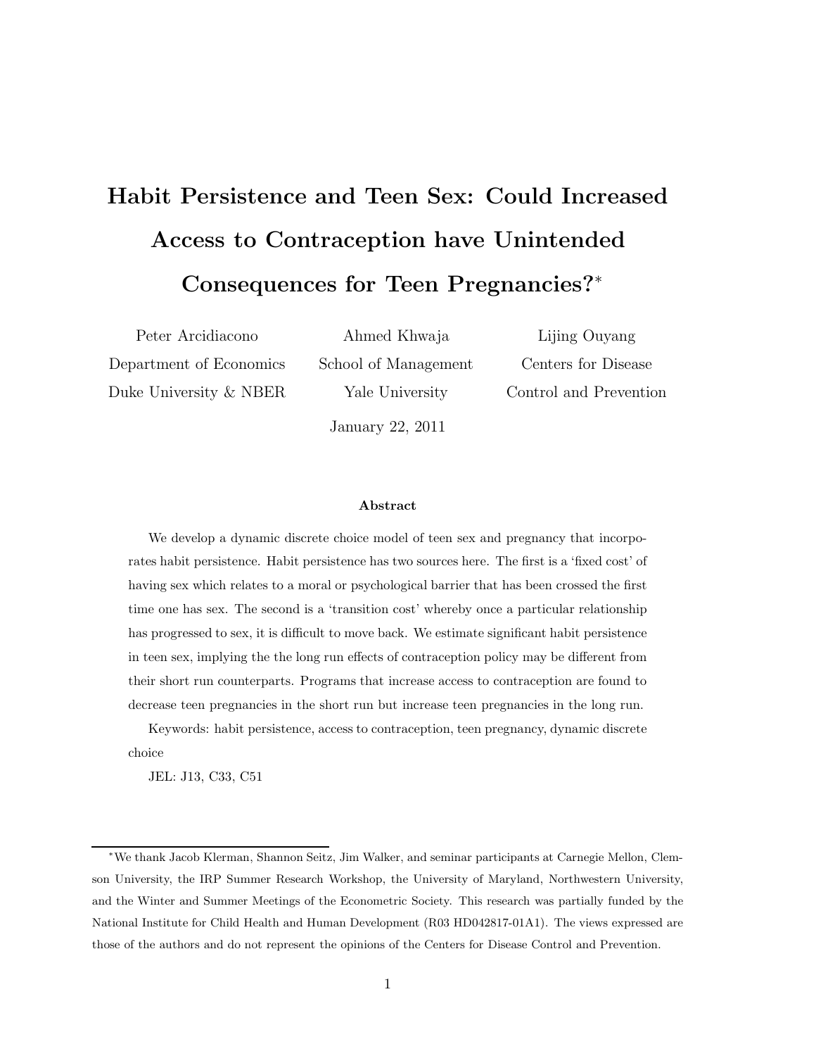# Habit Persistence and Teen Sex: Could Increased Access to Contraception have Unintended Consequences for Teen Pregnancies?*

| Peter Arcidiacono | Ahmed Khwaja | Lijing Ouyang |
|---|---|---|
| Department of Economics | School of Management | Centers for Disease |
| Duke University & NBER | Yale University | Control and Prevention |

January 22, 2011

**Abstract**

We develop a dynamic discrete choice model of teen sex and pregnancy that incorporates habit persistence. Habit persistence has two sources here. The first is a 'fixed cost' of having sex which relates to a moral or psychological barrier that has been crossed the first time one has sex. The second is a 'transition cost' whereby once a particular relationship has progressed to sex, it is difficult to move back. We estimate significant habit persistence in teen sex, implying the the long run effects of contraception policy may be different from their short run counterparts. Programs that increase access to contraception are found to decrease teen pregnancies in the short run but increase teen pregnancies in the long run.

Keywords: habit persistence, access to contraception, teen pregnancy, dynamic discrete choice

JEL: J13, C33, C51

*We thank Jacob Klerman, Shannon Seitz, Jim Walker, and seminar participants at Carnegie Mellon, Clemson University, the IRP Summer Research Workshop, the University of Maryland, Northwestern University, and the Winter and Summer Meetings of the Econometric Society. This research was partially funded by the National Institute for Child Health and Human Development (R03 HD042817-01A1). The views expressed are those of the authors and do not represent the opinions of the Centers for Disease Control and Prevention.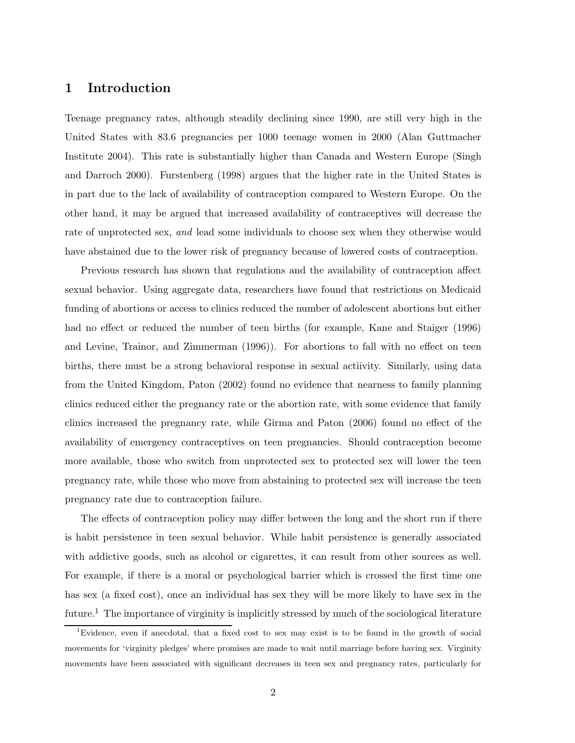# 1 Introduction

Teenage pregnancy rates, although steadily declining since 1990, are still very high in the United States with 83.6 pregnancies per 1000 teenage women in 2000 (Alan Guttmacher Institute 2004). This rate is substantially higher than Canada and Western Europe (Singh and Darroch 2000). Furstenberg (1998) argues that the higher rate in the United States is in part due to the lack of availability of contraception compared to Western Europe. On the other hand, it may be argued that increased availability of contraceptives will decrease the rate of unprotected sex, *and* lead some individuals to choose sex when they otherwise would have abstained due to the lower risk of pregnancy because of lowered costs of contraception.

Previous research has shown that regulations and the availability of contraception affect sexual behavior. Using aggregate data, researchers have found that restrictions on Medicaid funding of abortions or access to clinics reduced the number of adolescent abortions but either had no effect or reduced the number of teen births (for example, Kane and Staiger (1996) and Levine, Trainor, and Zimmerman (1996)). For abortions to fall with no effect on teen births, there must be a strong behavioral response in sexual actiivity. Similarly, using data from the United Kingdom, Paton (2002) found no evidence that nearness to family planning clinics reduced either the pregnancy rate or the abortion rate, with some evidence that family clinics increased the pregnancy rate, while Girma and Paton (2006) found no effect of the availability of emergency contraceptives on teen pregnancies. Should contraception become more available, those who switch from unprotected sex to protected sex will lower the teen pregnancy rate, while those who move from abstaining to protected sex will increase the teen pregnancy rate due to contraception failure.

The effects of contraception policy may differ between the long and the short run if there is habit persistence in teen sexual behavior. While habit persistence is generally associated with addictive goods, such as alcohol or cigarettes, it can result from other sources as well. For example, if there is a moral or psychological barrier which is crossed the first time one has sex (a fixed cost), once an individual has sex they will be more likely to have sex in the future.[1] The importance of virginity is implicitly stressed by much of the sociological literature

[1] Evidence, even if anecdotal, that a fixed cost to sex may exist is to be found in the growth of social movements for 'virginity pledges' where promises are made to wait until marriage before having sex. Virginity movements have been associated with significant decreases in teen sex and pregnancy rates, particularly for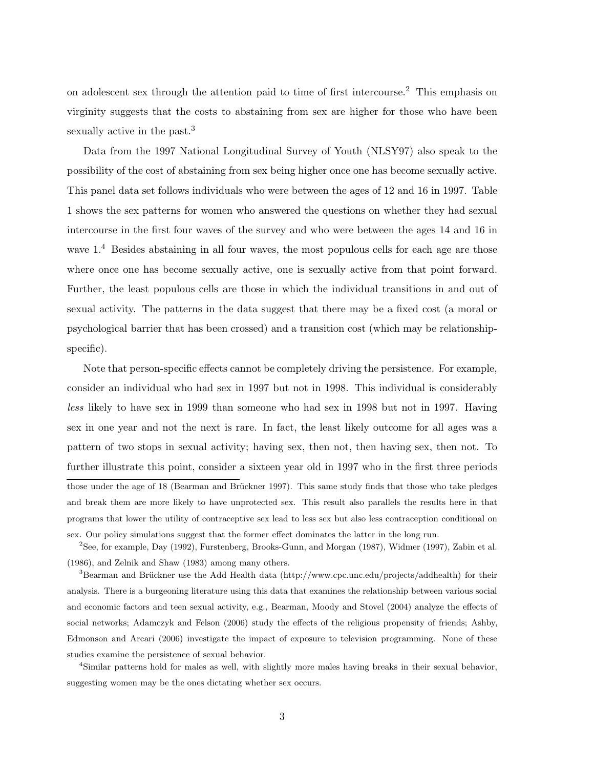on adolescent sex through the attention paid to time of first intercourse.[2] This emphasis on virginity suggests that the costs to abstaining from sex are higher for those who have been sexually active in the past.[3]

Data from the 1997 National Longitudinal Survey of Youth (NLSY97) also speak to the possibility of the cost of abstaining from sex being higher once one has become sexually active. This panel data set follows individuals who were between the ages of 12 and 16 in 1997. Table 1 shows the sex patterns for women who answered the questions on whether they had sexual intercourse in the first four waves of the survey and who were between the ages 14 and 16 in wave 1.[4] Besides abstaining in all four waves, the most populous cells for each age are those where once one has become sexually active, one is sexually active from that point forward. Further, the least populous cells are those in which the individual transitions in and out of sexual activity. The patterns in the data suggest that there may be a fixed cost (a moral or psychological barrier that has been crossed) and a transition cost (which may be relationship-specific).

Note that person-specific effects cannot be completely driving the persistence. For example, consider an individual who had sex in 1997 but not in 1998. This individual is considerably *less* likely to have sex in 1999 than someone who had sex in 1998 but not in 1997. Having sex in one year and not the next is rare. In fact, the least likely outcome for all ages was a pattern of two stops in sexual activity; having sex, then not, then having sex, then not. To further illustrate this point, consider a sixteen year old in 1997 who in the first three periods

those under the age of 18 (Bearman and Brückner 1997). This same study finds that those who take pledges and break them are more likely to have unprotected sex. This result also parallels the results here in that programs that lower the utility of contraceptive sex lead to less sex but also less contraception conditional on sex. Our policy simulations suggest that the former effect dominates the latter in the long run.

[2] See, for example, Day (1992), Furstenberg, Brooks-Gunn, and Morgan (1987), Widmer (1997), Zabin et al. (1986), and Zelnik and Shaw (1983) among many others.

[3] Bearman and Brückner use the Add Health data (http://www.cpc.unc.edu/projects/addhealth) for their analysis. There is a burgeoning literature using this data that examines the relationship between various social and economic factors and teen sexual activity, e.g., Bearman, Moody and Stovel (2004) analyze the effects of social networks; Adamczyk and Felson (2006) study the effects of the religious propensity of friends; Ashby, Edmonson and Arcari (2006) investigate the impact of exposure to television programming. None of these studies examine the persistence of sexual behavior.

[4] Similar patterns hold for males as well, with slightly more males having breaks in their sexual behavior, suggesting women may be the ones dictating whether sex occurs.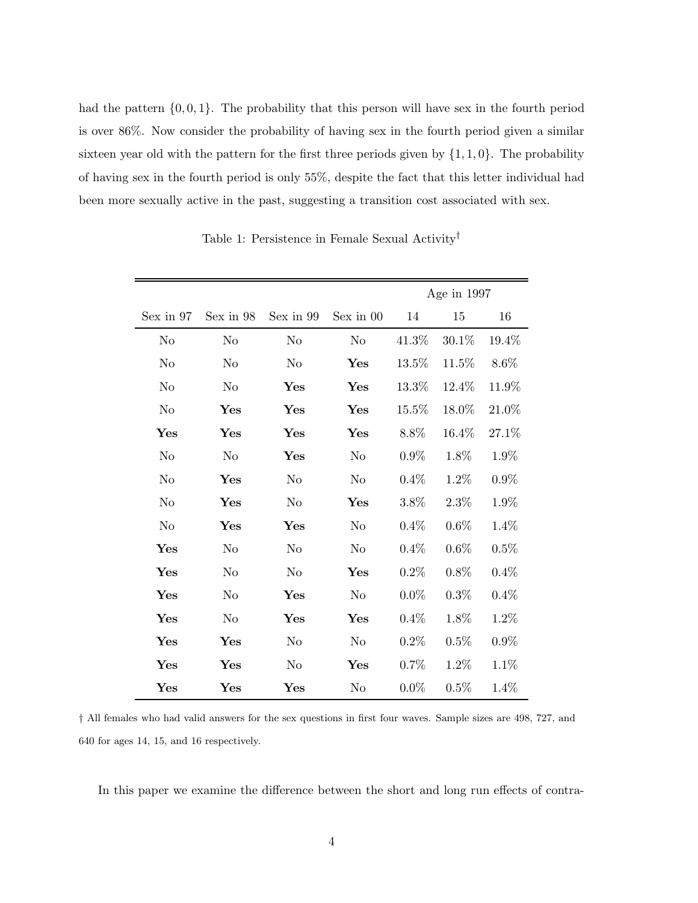had the pattern $\{0, 0, 1\}$. The probability that this person will have sex in the fourth period is over 86%. Now consider the probability of having sex in the fourth period given a similar sixteen year old with the pattern for the first three periods given by $\{1, 1, 0\}$. The probability of having sex in the fourth period is only 55%, despite the fact that this letter individual had been more sexually active in the past, suggesting a transition cost associated with sex.

Table 1: Persistence in Female Sexual Activity†

| | | | | Age in 1997 | | |
|---|---|---|---|---|---|---|
| Sex in 97 | Sex in 98 | Sex in 99 | Sex in 00 | 14 | 15 | 16 |
| No | No | No | No | 41.3% | 30.1% | 19.4% |
| No | No | No | **Yes** | 13.5% | 11.5% | 8.6% |
| No | No | **Yes** | **Yes** | 13.3% | 12.4% | 11.9% |
| No | **Yes** | **Yes** | **Yes** | 15.5% | 18.0% | 21.0% |
| **Yes** | **Yes** | **Yes** | **Yes** | 8.8% | 16.4% | 27.1% |
| No | No | **Yes** | No | 0.9% | 1.8% | 1.9% |
| No | **Yes** | No | No | 0.4% | 1.2% | 0.9% |
| No | **Yes** | No | **Yes** | 3.8% | 2.3% | 1.9% |
| No | **Yes** | **Yes** | No | 0.4% | 0.6% | 1.4% |
| **Yes** | No | No | No | 0.4% | 0.6% | 0.5% |
| **Yes** | No | No | **Yes** | 0.2% | 0.8% | 0.4% |
| **Yes** | No | **Yes** | No | 0.0% | 0.3% | 0.4% |
| **Yes** | No | **Yes** | **Yes** | 0.4% | 1.8% | 1.2% |
| **Yes** | **Yes** | No | No | 0.2% | 0.5% | 0.9% |
| **Yes** | **Yes** | No | **Yes** | 0.7% | 1.2% | 1.1% |
| **Yes** | **Yes** | **Yes** | No | 0.0% | 0.5% | 1.4% |

† All females who had valid answers for the sex questions in first four waves. Sample sizes are 498, 727, and 640 for ages 14, 15, and 16 respectively.

In this paper we examine the difference between the short and long run effects of contra-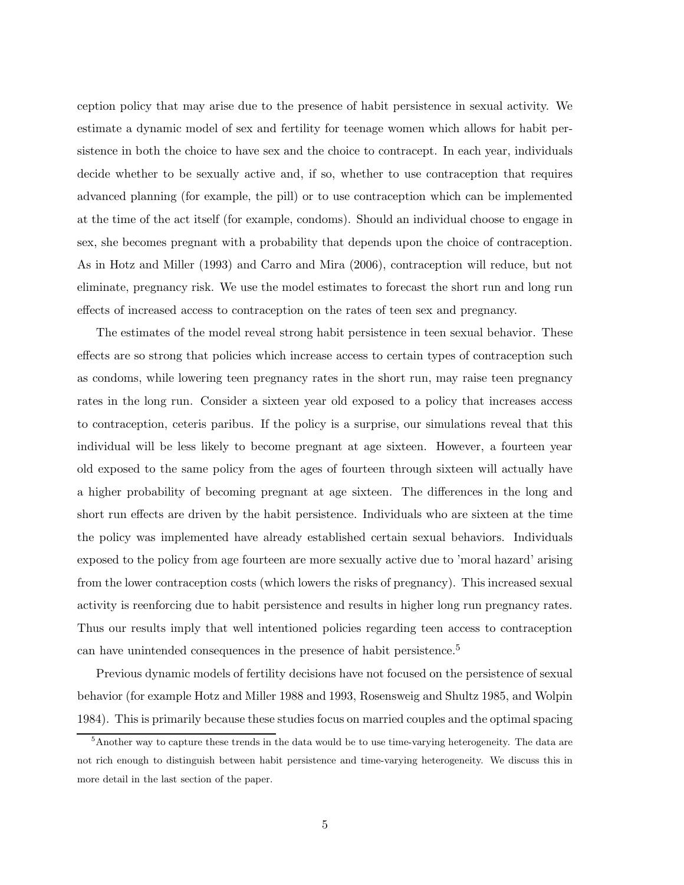ception policy that may arise due to the presence of habit persistence in sexual activity. We estimate a dynamic model of sex and fertility for teenage women which allows for habit persistence in both the choice to have sex and the choice to contracept. In each year, individuals decide whether to be sexually active and, if so, whether to use contraception that requires advanced planning (for example, the pill) or to use contraception which can be implemented at the time of the act itself (for example, condoms). Should an individual choose to engage in sex, she becomes pregnant with a probability that depends upon the choice of contraception. As in Hotz and Miller (1993) and Carro and Mira (2006), contraception will reduce, but not eliminate, pregnancy risk. We use the model estimates to forecast the short run and long run effects of increased access to contraception on the rates of teen sex and pregnancy.

The estimates of the model reveal strong habit persistence in teen sexual behavior. These effects are so strong that policies which increase access to certain types of contraception such as condoms, while lowering teen pregnancy rates in the short run, may raise teen pregnancy rates in the long run. Consider a sixteen year old exposed to a policy that increases access to contraception, ceteris paribus. If the policy is a surprise, our simulations reveal that this individual will be less likely to become pregnant at age sixteen. However, a fourteen year old exposed to the same policy from the ages of fourteen through sixteen will actually have a higher probability of becoming pregnant at age sixteen. The differences in the long and short run effects are driven by the habit persistence. Individuals who are sixteen at the time the policy was implemented have already established certain sexual behaviors. Individuals exposed to the policy from age fourteen are more sexually active due to 'moral hazard' arising from the lower contraception costs (which lowers the risks of pregnancy). This increased sexual activity is reenforcing due to habit persistence and results in higher long run pregnancy rates. Thus our results imply that well intentioned policies regarding teen access to contraception can have unintended consequences in the presence of habit persistence.[5]

Previous dynamic models of fertility decisions have not focused on the persistence of sexual behavior (for example Hotz and Miller 1988 and 1993, Rosensweig and Shultz 1985, and Wolpin 1984). This is primarily because these studies focus on married couples and the optimal spacing

[5] Another way to capture these trends in the data would be to use time-varying heterogeneity. The data are not rich enough to distinguish between habit persistence and time-varying heterogeneity. We discuss this in more detail in the last section of the paper.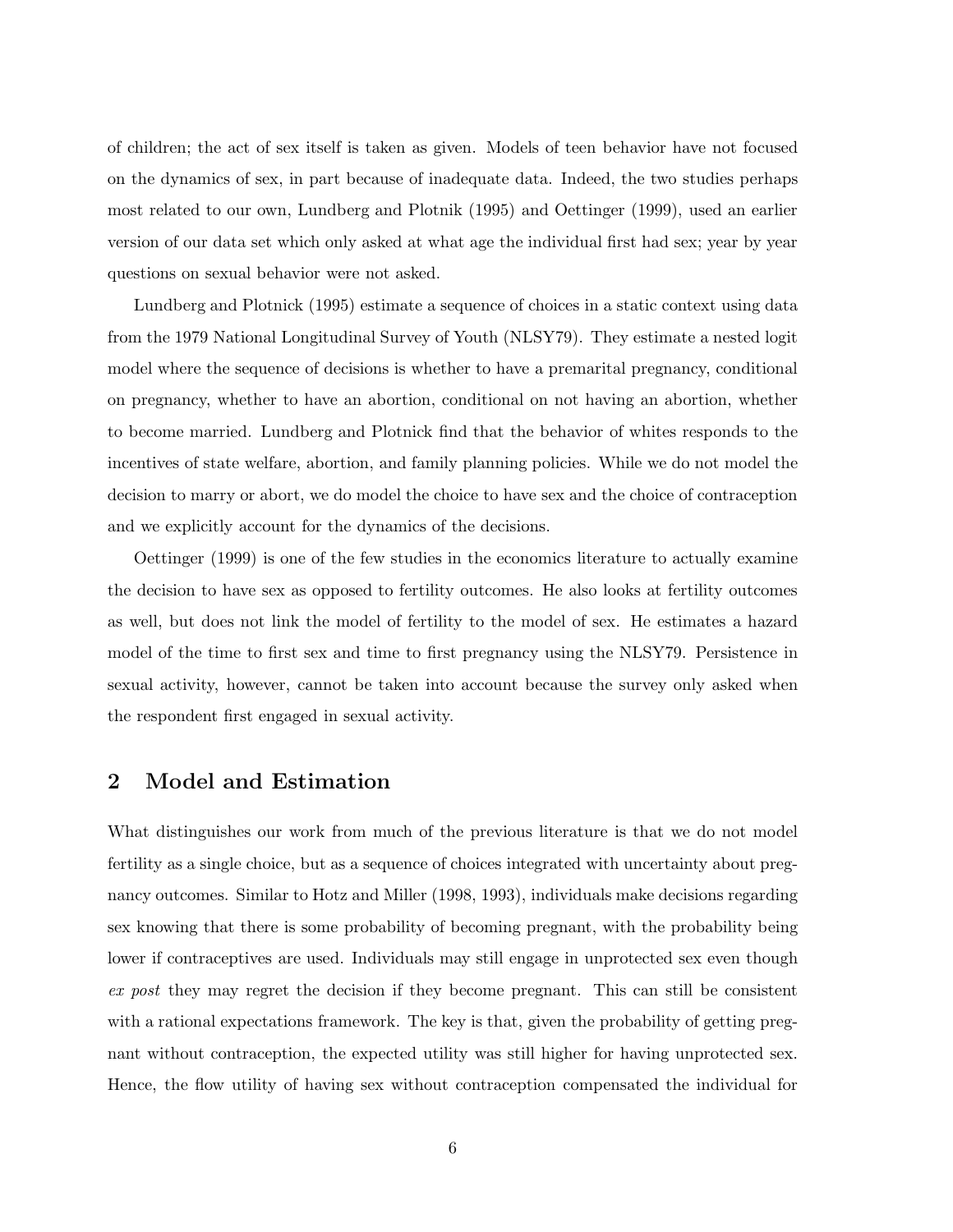of children; the act of sex itself is taken as given. Models of teen behavior have not focused on the dynamics of sex, in part because of inadequate data. Indeed, the two studies perhaps most related to our own, Lundberg and Plotnik (1995) and Oettinger (1999), used an earlier version of our data set which only asked at what age the individual first had sex; year by year questions on sexual behavior were not asked.

Lundberg and Plotnick (1995) estimate a sequence of choices in a static context using data from the 1979 National Longitudinal Survey of Youth (NLSY79). They estimate a nested logit model where the sequence of decisions is whether to have a premarital pregnancy, conditional on pregnancy, whether to have an abortion, conditional on not having an abortion, whether to become married. Lundberg and Plotnick find that the behavior of whites responds to the incentives of state welfare, abortion, and family planning policies. While we do not model the decision to marry or abort, we do model the choice to have sex and the choice of contraception and we explicitly account for the dynamics of the decisions.

Oettinger (1999) is one of the few studies in the economics literature to actually examine the decision to have sex as opposed to fertility outcomes. He also looks at fertility outcomes as well, but does not link the model of fertility to the model of sex. He estimates a hazard model of the time to first sex and time to first pregnancy using the NLSY79. Persistence in sexual activity, however, cannot be taken into account because the survey only asked when the respondent first engaged in sexual activity.

## 2 Model and Estimation

What distinguishes our work from much of the previous literature is that we do not model fertility as a single choice, but as a sequence of choices integrated with uncertainty about pregnancy outcomes. Similar to Hotz and Miller (1998, 1993), individuals make decisions regarding sex knowing that there is some probability of becoming pregnant, with the probability being lower if contraceptives are used. Individuals may still engage in unprotected sex even though *ex post* they may regret the decision if they become pregnant. This can still be consistent with a rational expectations framework. The key is that, given the probability of getting pregnant without contraception, the expected utility was still higher for having unprotected sex. Hence, the flow utility of having sex without contraception compensated the individual for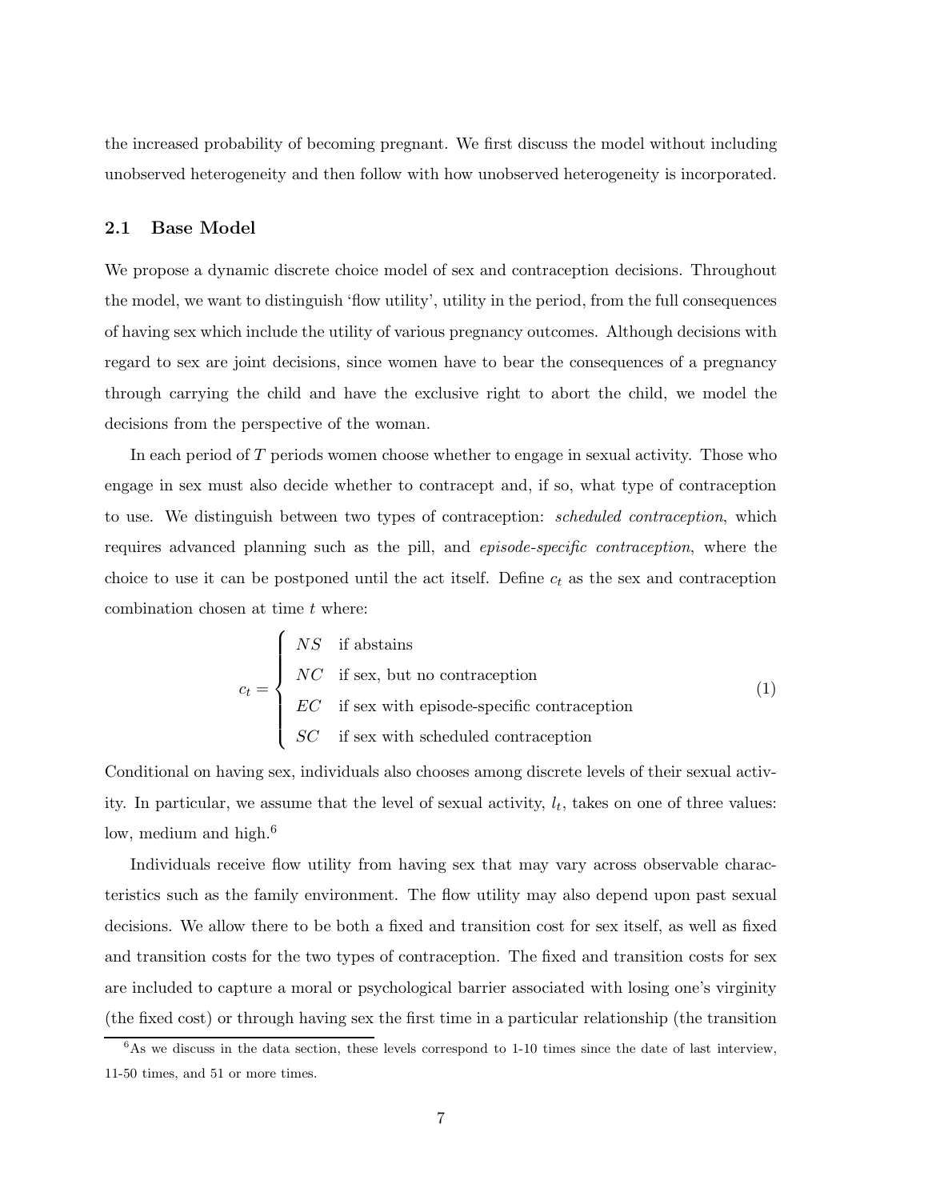the increased probability of becoming pregnant. We first discuss the model without including unobserved heterogeneity and then follow with how unobserved heterogeneity is incorporated.

### 2.1 Base Model

We propose a dynamic discrete choice model of sex and contraception decisions. Throughout the model, we want to distinguish 'flow utility', utility in the period, from the full consequences of having sex which include the utility of various pregnancy outcomes. Although decisions with regard to sex are joint decisions, since women have to bear the consequences of a pregnancy through carrying the child and have the exclusive right to abort the child, we model the decisions from the perspective of the woman.

In each period of $T$ periods women choose whether to engage in sexual activity. Those who engage in sex must also decide whether to contracept and, if so, what type of contraception to use. We distinguish between two types of contraception: *scheduled contraception*, which requires advanced planning such as the pill, and *episode-specific contraception*, where the choice to use it can be postponed until the act itself. Define $c_t$ as the sex and contraception combination chosen at time $t$ where:

$$c_t = \begin{cases} NS & \text{if abstains} \\ NC & \text{if sex, but no contraception} \\ EC & \text{if sex with episode-specific contraception} \\ SC & \text{if sex with scheduled contraception} \end{cases} \tag{1}$$

Conditional on having sex, individuals also chooses among discrete levels of their sexual activity. In particular, we assume that the level of sexual activity, $l_t$, takes on one of three values: low, medium and high.[6]

Individuals receive flow utility from having sex that may vary across observable characteristics such as the family environment. The flow utility may also depend upon past sexual decisions. We allow there to be both a fixed and transition cost for sex itself, as well as fixed and transition costs for the two types of contraception. The fixed and transition costs for sex are included to capture a moral or psychological barrier associated with losing one's virginity (the fixed cost) or through having sex the first time in a particular relationship (the transition

[6] As we discuss in the data section, these levels correspond to 1-10 times since the date of last interview, 11-50 times, and 51 or more times.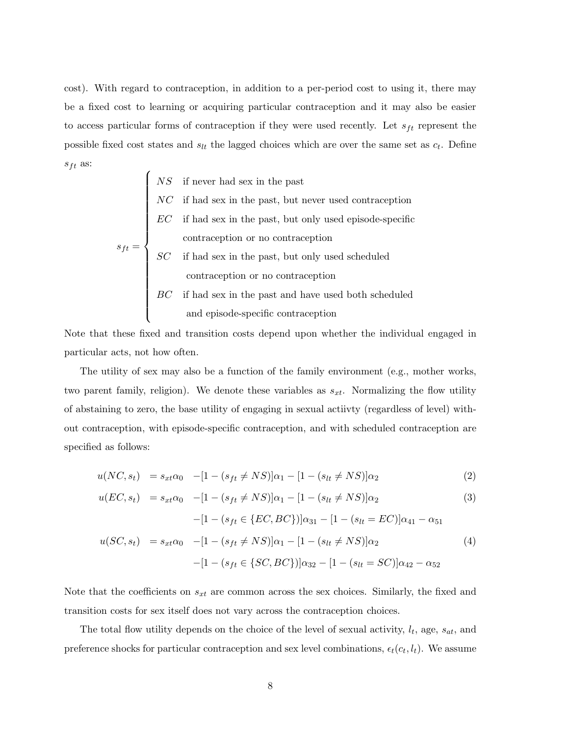cost). With regard to contraception, in addition to a per-period cost to using it, there may be a fixed cost to learning or acquiring particular contraception and it may also be easier to access particular forms of contraception if they were used recently. Let $s_{ft}$ represent the possible fixed cost states and $s_{lt}$ the lagged choices which are over the same set as $c_t$. Define $s_{ft}$ as:

$$
s_{ft} = \begin{cases} NS & \text{if never had sex in the past} \\ NC & \text{if had sex in the past, but never used contraception} \\ EC & \text{if had sex in the past, but only used episode-specific} \\ & \text{contraception or no contraception} \\ SC & \text{if had sex in the past, but only used scheduled} \\ & \text{contraception or no contraception} \\ BC & \text{if had sex in the past and have used both scheduled} \\ & \text{and episode-specific contraception} \end{cases}
$$

Note that these fixed and transition costs depend upon whether the individual engaged in particular acts, not how often.

The utility of sex may also be a function of the family environment (e.g., mother works, two parent family, religion). We denote these variables as $s_{xt}$. Normalizing the flow utility of abstaining to zero, the base utility of engaging in sexual actiivty (regardless of level) without contraception, with episode-specific contraception, and with scheduled contraception are specified as follows:

$$
u(NC, s_t) = s_{xt}\alpha_0 - [1 - (s_{ft} \neq NS)]\alpha_1 - [1 - (s_{lt} \neq NS)]\alpha_2 \tag{2}
$$

$$
\begin{aligned} u(EC, s_t) = s_{xt}\alpha_0 & - [1 - (s_{ft} \neq NS)]\alpha_1 - [1 - (s_{lt} \neq NS)]\alpha_2 \\ & - [1 - (s_{ft} \in \{EC, BC\})]\alpha_{31} - [1 - (s_{lt} = EC)]\alpha_{41} - \alpha_{51} \end{aligned} \tag{3}
$$

$$
\begin{aligned} u(SC, s_t) = s_{xt}\alpha_0 & - [1 - (s_{ft} \neq NS)]\alpha_1 - [1 - (s_{lt} \neq NS)]\alpha_2 \\ & - [1 - (s_{ft} \in \{SC, BC\})]\alpha_{32} - [1 - (s_{lt} = SC)]\alpha_{42} - \alpha_{52} \end{aligned} \tag{4}
$$

Note that the coefficients on $s_{xt}$ are common across the sex choices. Similarly, the fixed and transition costs for sex itself does not vary across the contraception choices.

The total flow utility depends on the choice of the level of sexual activity, $l_t$, age, $s_{at}$, and preference shocks for particular contraception and sex level combinations, $\epsilon_t(c_t, l_t)$. We assume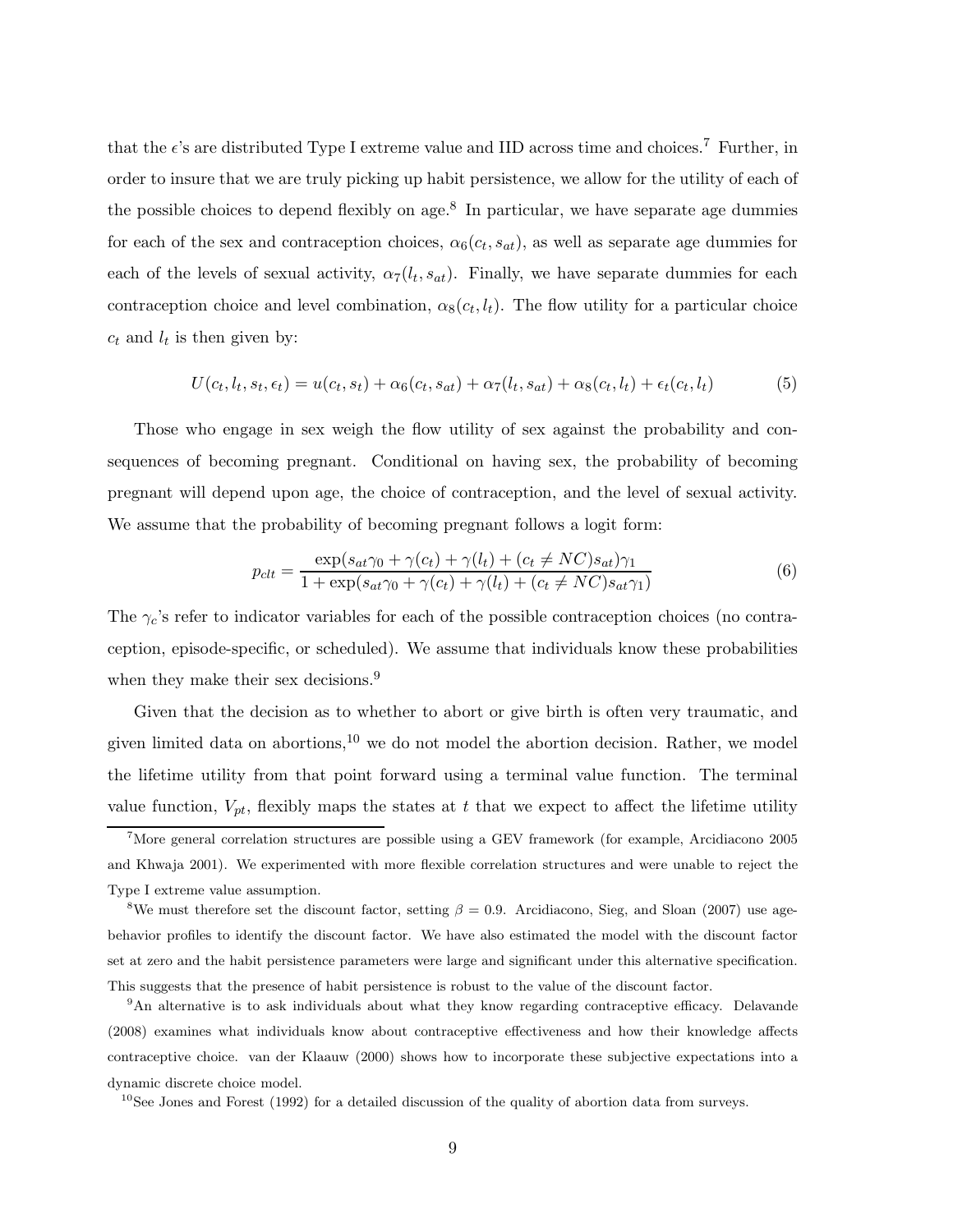that the $\epsilon$'s are distributed Type I extreme value and IID across time and choices.[7] Further, in order to insure that we are truly picking up habit persistence, we allow for the utility of each of the possible choices to depend flexibly on age.[8] In particular, we have separate age dummies for each of the sex and contraception choices, $\alpha_6(c_t, s_{at})$, as well as separate age dummies for each of the levels of sexual activity, $\alpha_7(l_t, s_{at})$. Finally, we have separate dummies for each contraception choice and level combination, $\alpha_8(c_t, l_t)$. The flow utility for a particular choice $c_t$ and $l_t$ is then given by:

$$U(c_t, l_t, s_t, \epsilon_t) = u(c_t, s_t) + \alpha_6(c_t, s_{at}) + \alpha_7(l_t, s_{at}) + \alpha_8(c_t, l_t) + \epsilon_t(c_t, l_t) \tag{5}$$

Those who engage in sex weigh the flow utility of sex against the probability and consequences of becoming pregnant. Conditional on having sex, the probability of becoming pregnant will depend upon age, the choice of contraception, and the level of sexual activity. We assume that the probability of becoming pregnant follows a logit form:

$$p_{clt} = \frac{\exp(s_{at}\gamma_0 + \gamma(c_t) + \gamma(l_t) + (c_t \neq NC)s_{at})\gamma_1}{1 + \exp(s_{at}\gamma_0 + \gamma(c_t) + \gamma(l_t) + (c_t \neq NC)s_{at}\gamma_1)} \tag{6}$$

The $\gamma_c$'s refer to indicator variables for each of the possible contraception choices (no contraception, episode-specific, or scheduled). We assume that individuals know these probabilities when they make their sex decisions.[9]

Given that the decision as to whether to abort or give birth is often very traumatic, and given limited data on abortions,[10] we do not model the abortion decision. Rather, we model the lifetime utility from that point forward using a terminal value function. The terminal value function, $V_{pt}$, flexibly maps the states at $t$ that we expect to affect the lifetime utility

---

[7] More general correlation structures are possible using a GEV framework (for example, Arcidiacono 2005 and Khwaja 2001). We experimented with more flexible correlation structures and were unable to reject the Type I extreme value assumption.

[8] We must therefore set the discount factor, setting $\beta = 0.9$. Arcidiacono, Sieg, and Sloan (2007) use age-behavior profiles to identify the discount factor. We have also estimated the model with the discount factor set at zero and the habit persistence parameters were large and significant under this alternative specification. This suggests that the presence of habit persistence is robust to the value of the discount factor.

[9] An alternative is to ask individuals about what they know regarding contraceptive efficacy. Delavande (2008) examines what individuals know about contraceptive effectiveness and how their knowledge affects contraceptive choice. van der Klaauw (2000) shows how to incorporate these subjective expectations into a dynamic discrete choice model.

[10] See Jones and Forest (1992) for a detailed discussion of the quality of abortion data from surveys.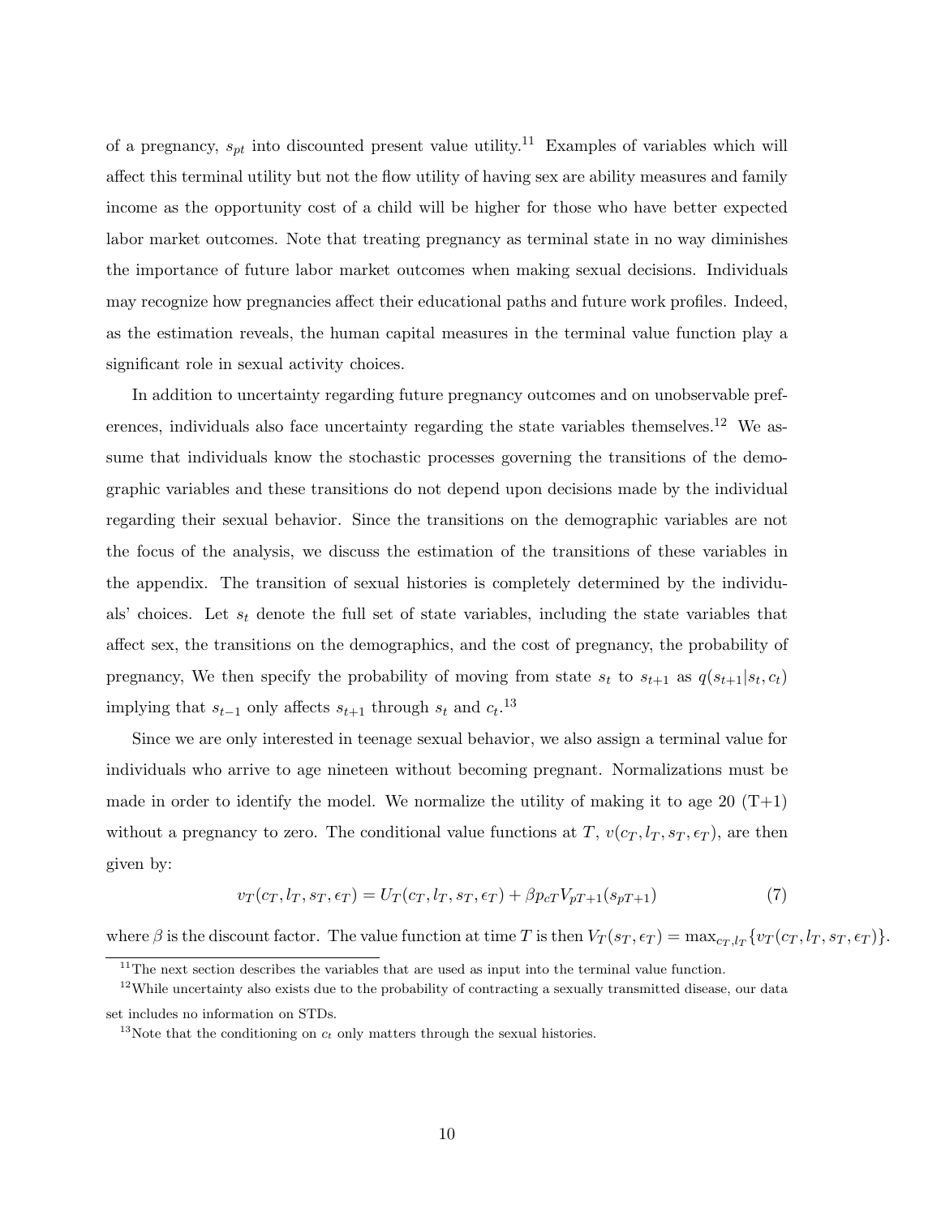of a pregnancy, $s_{pt}$ into discounted present value utility.[11] Examples of variables which will affect this terminal utility but not the flow utility of having sex are ability measures and family income as the opportunity cost of a child will be higher for those who have better expected labor market outcomes. Note that treating pregnancy as terminal state in no way diminishes the importance of future labor market outcomes when making sexual decisions. Individuals may recognize how pregnancies affect their educational paths and future work profiles. Indeed, as the estimation reveals, the human capital measures in the terminal value function play a significant role in sexual activity choices.

In addition to uncertainty regarding future pregnancy outcomes and on unobservable preferences, individuals also face uncertainty regarding the state variables themselves.[12] We assume that individuals know the stochastic processes governing the transitions of the demographic variables and these transitions do not depend upon decisions made by the individual regarding their sexual behavior. Since the transitions on the demographic variables are not the focus of the analysis, we discuss the estimation of the transitions of these variables in the appendix. The transition of sexual histories is completely determined by the individuals' choices. Let $s_t$ denote the full set of state variables, including the state variables that affect sex, the transitions on the demographics, and the cost of pregnancy, the probability of pregnancy, We then specify the probability of moving from state $s_t$ to $s_{t+1}$ as $q(s_{t+1}|s_t, c_t)$ implying that $s_{t-1}$ only affects $s_{t+1}$ through $s_t$ and $c_t$.[13]

Since we are only interested in teenage sexual behavior, we also assign a terminal value for individuals who arrive to age nineteen without becoming pregnant. Normalizations must be made in order to identify the model. We normalize the utility of making it to age 20 (T+1) without a pregnancy to zero. The conditional value functions at $T$, $v(c_T, l_T, s_T, \epsilon_T)$, are then given by:

$$v_T(c_T, l_T, s_T, \epsilon_T) = U_T(c_T, l_T, s_T, \epsilon_T) + \beta p_{cT} V_{pT+1}(s_{pT+1}) \tag{7}$$

where $\beta$ is the discount factor. The value function at time $T$ is then $V_T(s_T, \epsilon_T) = \max_{c_T, l_T}\{v_T(c_T, l_T, s_T, \epsilon_T)\}$.

[11] The next section describes the variables that are used as input into the terminal value function.

[12] While uncertainty also exists due to the probability of contracting a sexually transmitted disease, our data set includes no information on STDs.

[13] Note that the conditioning on $c_t$ only matters through the sexual histories.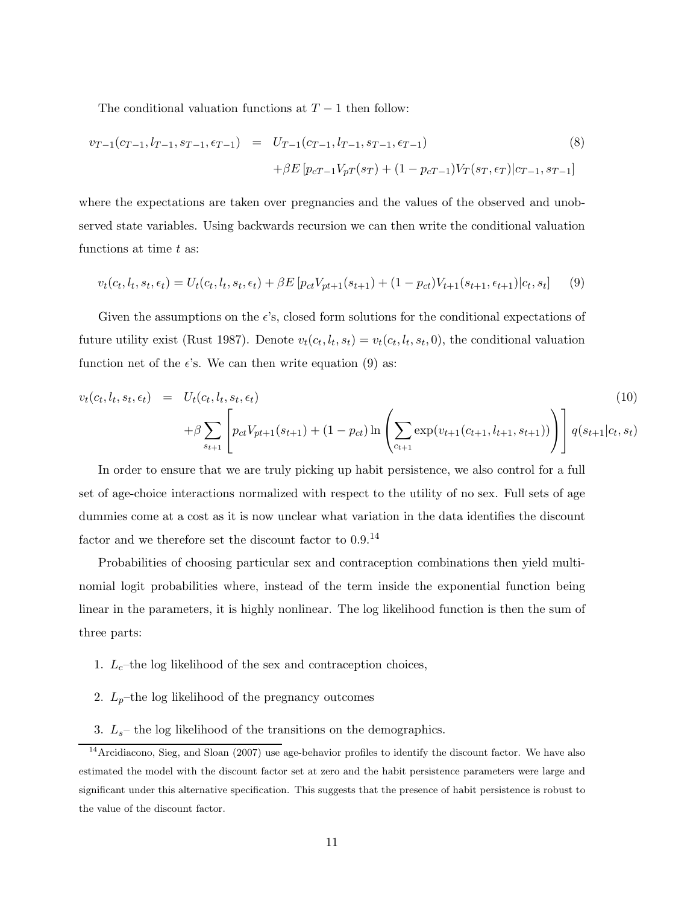The conditional valuation functions at $T-1$ then follow:

$$
\begin{aligned}
v_{T-1}(c_{T-1}, l_{T-1}, s_{T-1}, \epsilon_{T-1}) &= U_{T-1}(c_{T-1}, l_{T-1}, s_{T-1}, \epsilon_{T-1}) \\
&\quad + \beta E\left[p_{cT-1} V_{pT}(s_T) + (1-p_{cT-1}) V_T(s_T, \epsilon_T) | c_{T-1}, s_{T-1}\right]
\end{aligned} \tag{8}
$$

where the expectations are taken over pregnancies and the values of the observed and unobserved state variables. Using backwards recursion we can then write the conditional valuation functions at time $t$ as:

$$
v_t(c_t, l_t, s_t, \epsilon_t) = U_t(c_t, l_t, s_t, \epsilon_t) + \beta E\left[p_{ct} V_{pt+1}(s_{t+1}) + (1-p_{ct}) V_{t+1}(s_{t+1}, \epsilon_{t+1}) | c_t, s_t\right] \tag{9}
$$

Given the assumptions on the $\epsilon$'s, closed form solutions for the conditional expectations of future utility exist (Rust 1987). Denote $v_t(c_t, l_t, s_t) = v_t(c_t, l_t, s_t, 0)$, the conditional valuation function net of the $\epsilon$'s. We can then write equation (9) as:

$$
\begin{aligned}
v_t(c_t, l_t, s_t, \epsilon_t) &= U_t(c_t, l_t, s_t, \epsilon_t) \\
&\quad + \beta \sum_{s_{t+1}} \left[ p_{ct} V_{pt+1}(s_{t+1}) + (1-p_{ct}) \ln\left( \sum_{c_{t+1}} \exp(v_{t+1}(c_{t+1}, l_{t+1}, s_{t+1})) \right) \right] q(s_{t+1}|c_t, s_t)
\end{aligned} \tag{10}
$$

In order to ensure that we are truly picking up habit persistence, we also control for a full set of age-choice interactions normalized with respect to the utility of no sex. Full sets of age dummies come at a cost as it is now unclear what variation in the data identifies the discount factor and we therefore set the discount factor to 0.9.[14]

Probabilities of choosing particular sex and contraception combinations then yield multinomial logit probabilities where, instead of the term inside the exponential function being linear in the parameters, it is highly nonlinear. The log likelihood function is then the sum of three parts:

1. $L_c$–the log likelihood of the sex and contraception choices,
2. $L_p$–the log likelihood of the pregnancy outcomes
3. $L_s$– the log likelihood of the transitions on the demographics.

[14] Arcidiacono, Sieg, and Sloan (2007) use age-behavior profiles to identify the discount factor. We have also estimated the model with the discount factor set at zero and the habit persistence parameters were large and significant under this alternative specification. This suggests that the presence of habit persistence is robust to the value of the discount factor.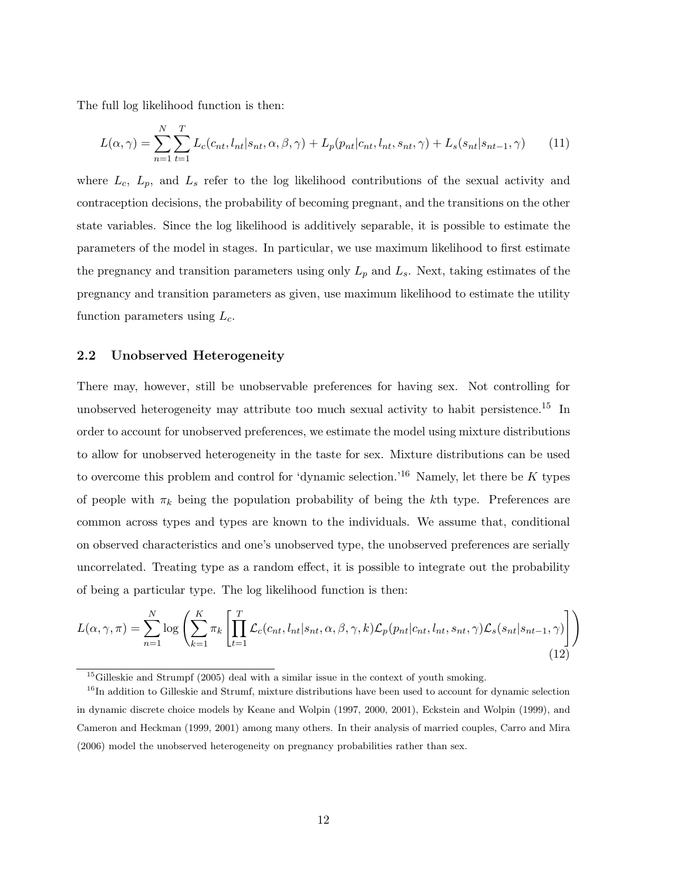The full log likelihood function is then:

$$L(\alpha, \gamma) = \sum_{n=1}^{N} \sum_{t=1}^{T} L_c(c_{nt}, l_{nt}|s_{nt}, \alpha, \beta, \gamma) + L_p(p_{nt}|c_{nt}, l_{nt}, s_{nt}, \gamma) + L_s(s_{nt}|s_{nt-1}, \gamma) \tag{11}$$

where $L_c$, $L_p$, and $L_s$ refer to the log likelihood contributions of the sexual activity and contraception decisions, the probability of becoming pregnant, and the transitions on the other state variables. Since the log likelihood is additively separable, it is possible to estimate the parameters of the model in stages. In particular, we use maximum likelihood to first estimate the pregnancy and transition parameters using only $L_p$ and $L_s$. Next, taking estimates of the pregnancy and transition parameters as given, use maximum likelihood to estimate the utility function parameters using $L_c$.

## 2.2 Unobserved Heterogeneity

There may, however, still be unobservable preferences for having sex. Not controlling for unobserved heterogeneity may attribute too much sexual activity to habit persistence.[15] In order to account for unobserved preferences, we estimate the model using mixture distributions to allow for unobserved heterogeneity in the taste for sex. Mixture distributions can be used to overcome this problem and control for 'dynamic selection.'[16] Namely, let there be $K$ types of people with $\pi_k$ being the population probability of being the $k$th type. Preferences are common across types and types are known to the individuals. We assume that, conditional on observed characteristics and one's unobserved type, the unobserved preferences are serially uncorrelated. Treating type as a random effect, it is possible to integrate out the probability of being a particular type. The log likelihood function is then:

$$L(\alpha, \gamma, \pi) = \sum_{n=1}^{N} \log \left( \sum_{k=1}^{K} \pi_k \left[ \prod_{t=1}^{T} \mathcal{L}_c(c_{nt}, l_{nt}|s_{nt}, \alpha, \beta, \gamma, k) \mathcal{L}_p(p_{nt}|c_{nt}, l_{nt}, s_{nt}, \gamma) \mathcal{L}_s(s_{nt}|s_{nt-1}, \gamma) \right] \right) \tag{12}$$

[15] Gilleskie and Strumpf (2005) deal with a similar issue in the context of youth smoking.

[16] In addition to Gilleskie and Strumf, mixture distributions have been used to account for dynamic selection in dynamic discrete choice models by Keane and Wolpin (1997, 2000, 2001), Eckstein and Wolpin (1999), and Cameron and Heckman (1999, 2001) among many others. In their analysis of married couples, Carro and Mira (2006) model the unobserved heterogeneity on pregnancy probabilities rather than sex.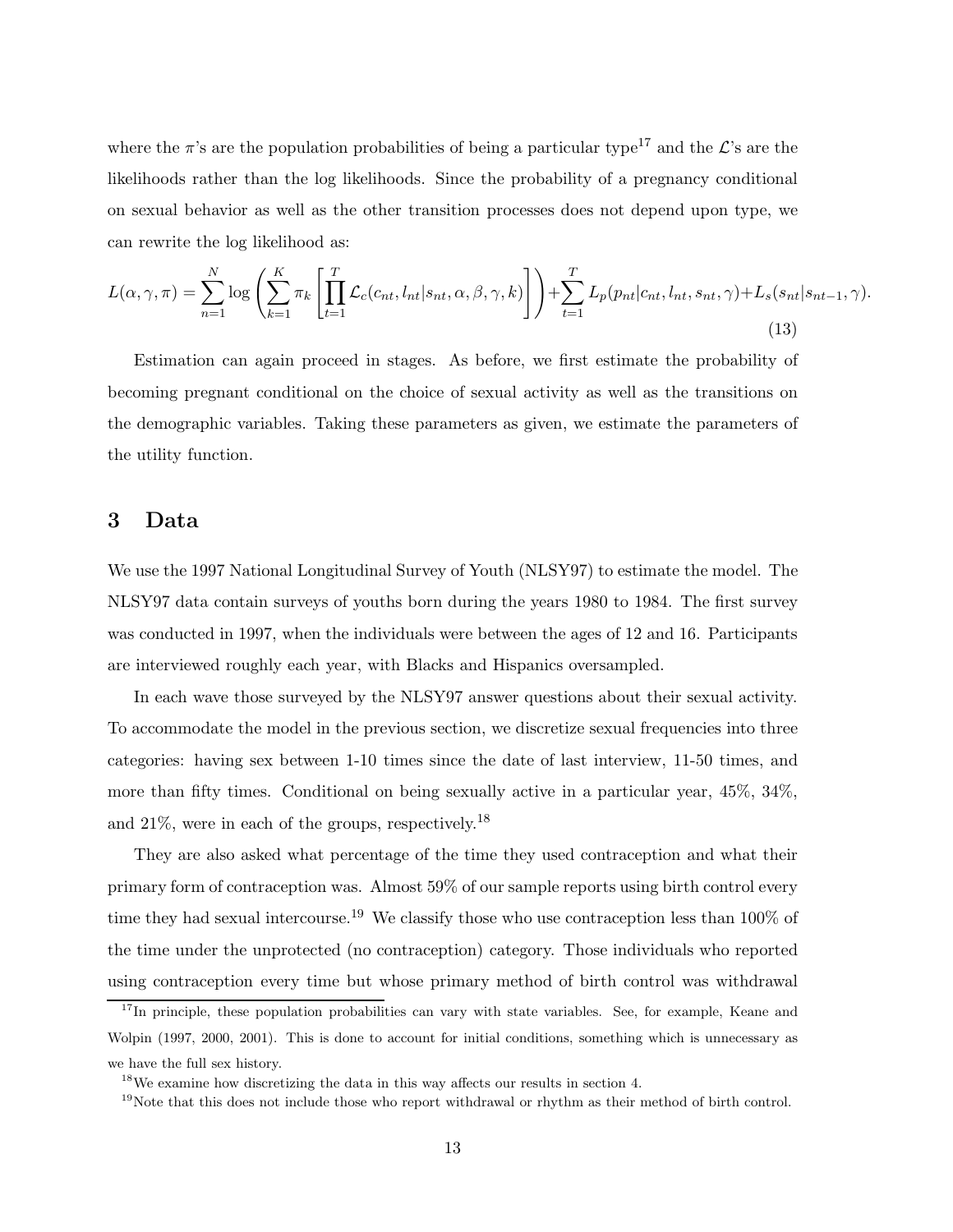where the $\pi$'s are the population probabilities of being a particular type[17] and the $\mathcal{L}$'s are the likelihoods rather than the log likelihoods. Since the probability of a pregnancy conditional on sexual behavior as well as the other transition processes does not depend upon type, we can rewrite the log likelihood as:

$$L(\alpha,\gamma,\pi)=\sum_{n=1}^{N}\log\left(\sum_{k=1}^{K}\pi_k\left[\prod_{t=1}^{T}\mathcal{L}_c(c_{nt},l_{nt}|s_{nt},\alpha,\beta,\gamma,k)\right]\right)+\sum_{t=1}^{T}L_p(p_{nt}|c_{nt},l_{nt},s_{nt},\gamma)+L_s(s_{nt}|s_{nt-1},\gamma). \tag{13}$$

Estimation can again proceed in stages. As before, we first estimate the probability of becoming pregnant conditional on the choice of sexual activity as well as the transitions on the demographic variables. Taking these parameters as given, we estimate the parameters of the utility function.

## 3 Data

We use the 1997 National Longitudinal Survey of Youth (NLSY97) to estimate the model. The NLSY97 data contain surveys of youths born during the years 1980 to 1984. The first survey was conducted in 1997, when the individuals were between the ages of 12 and 16. Participants are interviewed roughly each year, with Blacks and Hispanics oversampled.

In each wave those surveyed by the NLSY97 answer questions about their sexual activity. To accommodate the model in the previous section, we discretize sexual frequencies into three categories: having sex between 1-10 times since the date of last interview, 11-50 times, and more than fifty times. Conditional on being sexually active in a particular year, 45%, 34%, and 21%, were in each of the groups, respectively.[18]

They are also asked what percentage of the time they used contraception and what their primary form of contraception was. Almost 59% of our sample reports using birth control every time they had sexual intercourse.[19] We classify those who use contraception less than 100% of the time under the unprotected (no contraception) category. Those individuals who reported using contraception every time but whose primary method of birth control was withdrawal

---

[17] In principle, these population probabilities can vary with state variables. See, for example, Keane and Wolpin (1997, 2000, 2001). This is done to account for initial conditions, something which is unnecessary as we have the full sex history.

[18] We examine how discretizing the data in this way affects our results in section 4.

[19] Note that this does not include those who report withdrawal or rhythm as their method of birth control.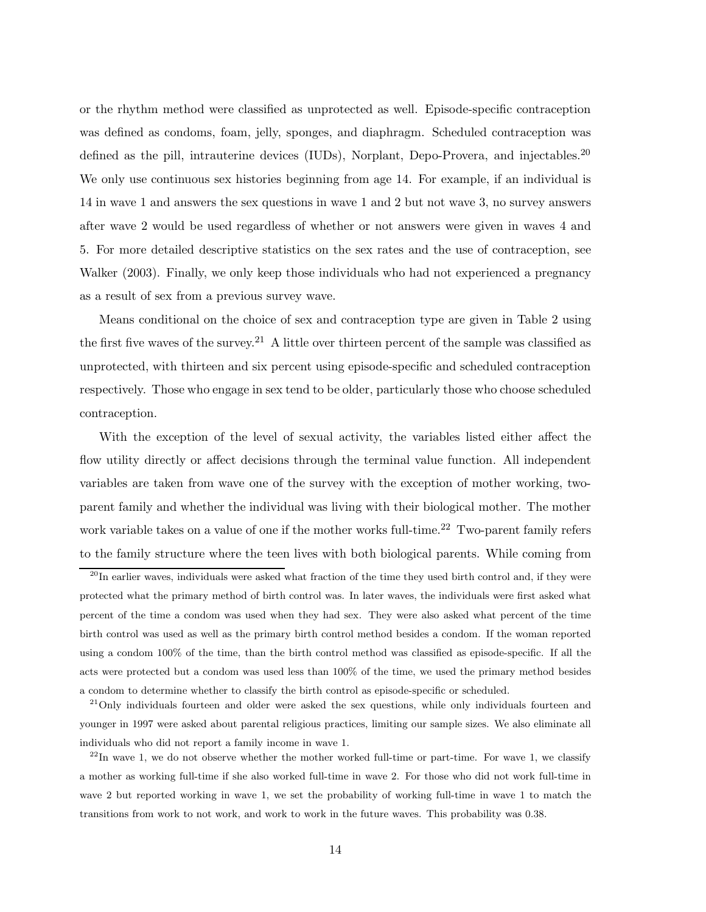or the rhythm method were classified as unprotected as well. Episode-specific contraception was defined as condoms, foam, jelly, sponges, and diaphragm. Scheduled contraception was defined as the pill, intrauterine devices (IUDs), Norplant, Depo-Provera, and injectables.[20] We only use continuous sex histories beginning from age 14. For example, if an individual is 14 in wave 1 and answers the sex questions in wave 1 and 2 but not wave 3, no survey answers after wave 2 would be used regardless of whether or not answers were given in waves 4 and 5. For more detailed descriptive statistics on the sex rates and the use of contraception, see Walker (2003). Finally, we only keep those individuals who had not experienced a pregnancy as a result of sex from a previous survey wave.

Means conditional on the choice of sex and contraception type are given in Table 2 using the first five waves of the survey.[21] A little over thirteen percent of the sample was classified as unprotected, with thirteen and six percent using episode-specific and scheduled contraception respectively. Those who engage in sex tend to be older, particularly those who choose scheduled contraception.

With the exception of the level of sexual activity, the variables listed either affect the flow utility directly or affect decisions through the terminal value function. All independent variables are taken from wave one of the survey with the exception of mother working, two-parent family and whether the individual was living with their biological mother. The mother work variable takes on a value of one if the mother works full-time.[22] Two-parent family refers to the family structure where the teen lives with both biological parents. While coming from

[20] In earlier waves, individuals were asked what fraction of the time they used birth control and, if they were protected what the primary method of birth control was. In later waves, the individuals were first asked what percent of the time a condom was used when they had sex. They were also asked what percent of the time birth control was used as well as the primary birth control method besides a condom. If the woman reported using a condom 100% of the time, than the birth control method was classified as episode-specific. If all the acts were protected but a condom was used less than 100% of the time, we used the primary method besides a condom to determine whether to classify the birth control as episode-specific or scheduled.

[21] Only individuals fourteen and older were asked the sex questions, while only individuals fourteen and younger in 1997 were asked about parental religious practices, limiting our sample sizes. We also eliminate all individuals who did not report a family income in wave 1.

[22] In wave 1, we do not observe whether the mother worked full-time or part-time. For wave 1, we classify a mother as working full-time if she also worked full-time in wave 2. For those who did not work full-time in wave 2 but reported working in wave 1, we set the probability of working full-time in wave 1 to match the transitions from work to not work, and work to work in the future waves. This probability was 0.38.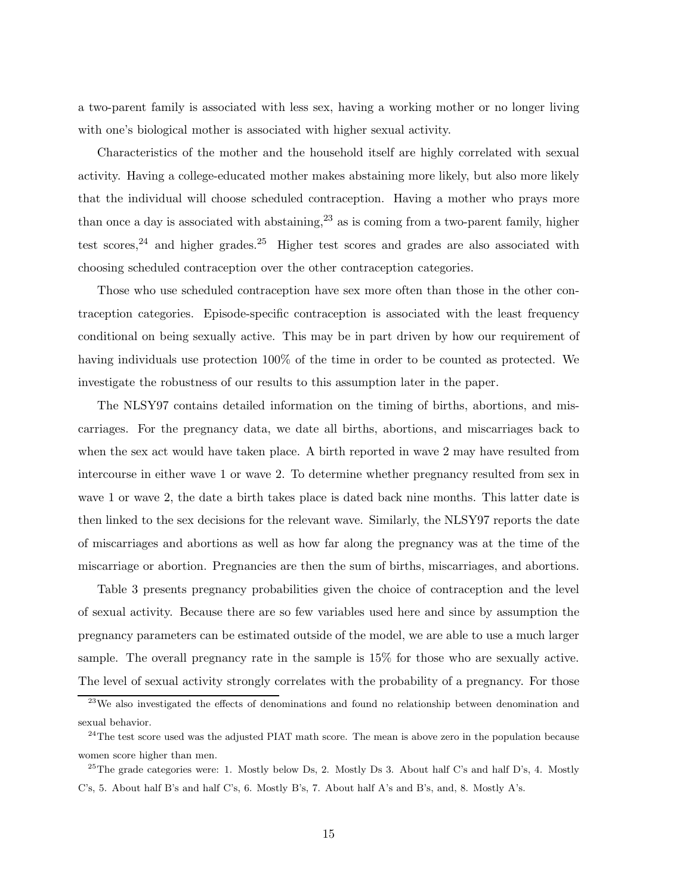a two-parent family is associated with less sex, having a working mother or no longer living with one's biological mother is associated with higher sexual activity.

Characteristics of the mother and the household itself are highly correlated with sexual activity. Having a college-educated mother makes abstaining more likely, but also more likely that the individual will choose scheduled contraception. Having a mother who prays more than once a day is associated with abstaining,[23] as is coming from a two-parent family, higher test scores,[24] and higher grades.[25] Higher test scores and grades are also associated with choosing scheduled contraception over the other contraception categories.

Those who use scheduled contraception have sex more often than those in the other contraception categories. Episode-specific contraception is associated with the least frequency conditional on being sexually active. This may be in part driven by how our requirement of having individuals use protection 100% of the time in order to be counted as protected. We investigate the robustness of our results to this assumption later in the paper.

The NLSY97 contains detailed information on the timing of births, abortions, and miscarriages. For the pregnancy data, we date all births, abortions, and miscarriages back to when the sex act would have taken place. A birth reported in wave 2 may have resulted from intercourse in either wave 1 or wave 2. To determine whether pregnancy resulted from sex in wave 1 or wave 2, the date a birth takes place is dated back nine months. This latter date is then linked to the sex decisions for the relevant wave. Similarly, the NLSY97 reports the date of miscarriages and abortions as well as how far along the pregnancy was at the time of the miscarriage or abortion. Pregnancies are then the sum of births, miscarriages, and abortions.

Table 3 presents pregnancy probabilities given the choice of contraception and the level of sexual activity. Because there are so few variables used here and since by assumption the pregnancy parameters can be estimated outside of the model, we are able to use a much larger sample. The overall pregnancy rate in the sample is 15% for those who are sexually active. The level of sexual activity strongly correlates with the probability of a pregnancy. For those

[23] We also investigated the effects of denominations and found no relationship between denomination and sexual behavior.

[24] The test score used was the adjusted PIAT math score. The mean is above zero in the population because women score higher than men.

[25] The grade categories were: 1. Mostly below Ds, 2. Mostly Ds 3. About half C's and half D's, 4. Mostly C's, 5. About half B's and half C's, 6. Mostly B's, 7. About half A's and B's, and, 8. Mostly A's.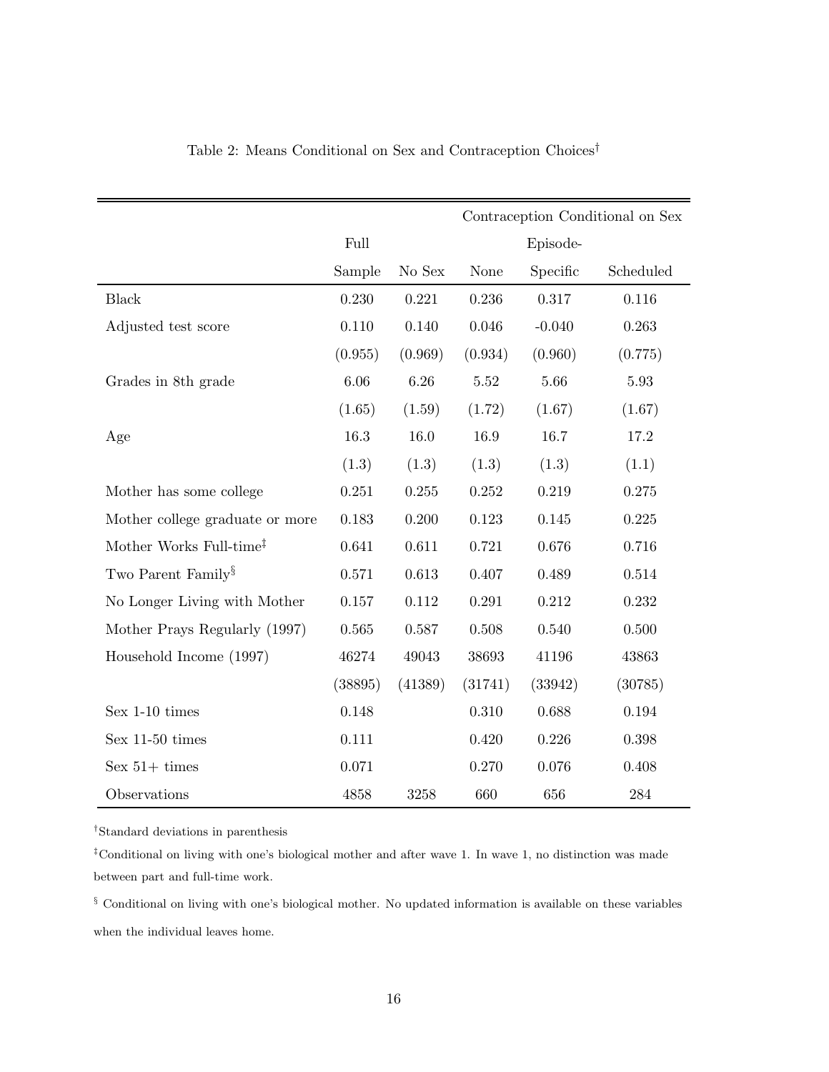Table 2: Means Conditional on Sex and Contraception Choices†

| | Full Sample | No Sex | Contraception Conditional on Sex: None | Episode-Specific | Scheduled |
|---|---|---|---|---|---|
| Black | 0.230 | 0.221 | 0.236 | 0.317 | 0.116 |
| Adjusted test score | 0.110 | 0.140 | 0.046 | -0.040 | 0.263 |
| | (0.955) | (0.969) | (0.934) | (0.960) | (0.775) |
| Grades in 8th grade | 6.06 | 6.26 | 5.52 | 5.66 | 5.93 |
| | (1.65) | (1.59) | (1.72) | (1.67) | (1.67) |
| Age | 16.3 | 16.0 | 16.9 | 16.7 | 17.2 |
| | (1.3) | (1.3) | (1.3) | (1.3) | (1.1) |
| Mother has some college | 0.251 | 0.255 | 0.252 | 0.219 | 0.275 |
| Mother college graduate or more | 0.183 | 0.200 | 0.123 | 0.145 | 0.225 |
| Mother Works Full-time‡ | 0.641 | 0.611 | 0.721 | 0.676 | 0.716 |
| Two Parent Family§ | 0.571 | 0.613 | 0.407 | 0.489 | 0.514 |
| No Longer Living with Mother | 0.157 | 0.112 | 0.291 | 0.212 | 0.232 |
| Mother Prays Regularly (1997) | 0.565 | 0.587 | 0.508 | 0.540 | 0.500 |
| Household Income (1997) | 46274 | 49043 | 38693 | 41196 | 43863 |
| | (38895) | (41389) | (31741) | (33942) | (30785) |
| Sex 1-10 times | 0.148 | | 0.310 | 0.688 | 0.194 |
| Sex 11-50 times | 0.111 | | 0.420 | 0.226 | 0.398 |
| Sex 51+ times | 0.071 | | 0.270 | 0.076 | 0.408 |
| Observations | 4858 | 3258 | 660 | 656 | 284 |

†Standard deviations in parenthesis

‡Conditional on living with one's biological mother and after wave 1. In wave 1, no distinction was made between part and full-time work.

§ Conditional on living with one's biological mother. No updated information is available on these variables when the individual leaves home.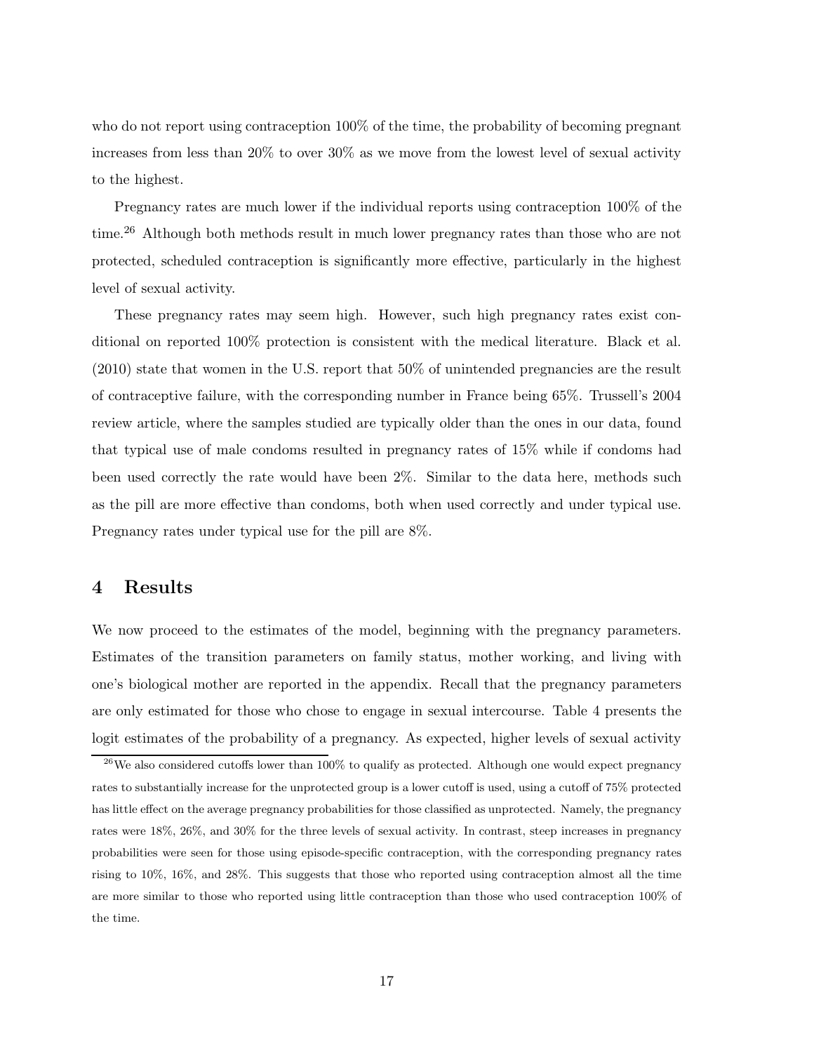who do not report using contraception 100% of the time, the probability of becoming pregnant increases from less than 20% to over 30% as we move from the lowest level of sexual activity to the highest.

Pregnancy rates are much lower if the individual reports using contraception 100% of the time.[26] Although both methods result in much lower pregnancy rates than those who are not protected, scheduled contraception is significantly more effective, particularly in the highest level of sexual activity.

These pregnancy rates may seem high. However, such high pregnancy rates exist conditional on reported 100% protection is consistent with the medical literature. Black et al. (2010) state that women in the U.S. report that 50% of unintended pregnancies are the result of contraceptive failure, with the corresponding number in France being 65%. Trussell's 2004 review article, where the samples studied are typically older than the ones in our data, found that typical use of male condoms resulted in pregnancy rates of 15% while if condoms had been used correctly the rate would have been 2%. Similar to the data here, methods such as the pill are more effective than condoms, both when used correctly and under typical use. Pregnancy rates under typical use for the pill are 8%.

# 4 Results

We now proceed to the estimates of the model, beginning with the pregnancy parameters. Estimates of the transition parameters on family status, mother working, and living with one's biological mother are reported in the appendix. Recall that the pregnancy parameters are only estimated for those who chose to engage in sexual intercourse. Table 4 presents the logit estimates of the probability of a pregnancy. As expected, higher levels of sexual activity

[26] We also considered cutoffs lower than 100% to qualify as protected. Although one would expect pregnancy rates to substantially increase for the unprotected group is a lower cutoff is used, using a cutoff of 75% protected has little effect on the average pregnancy probabilities for those classified as unprotected. Namely, the pregnancy rates were 18%, 26%, and 30% for the three levels of sexual activity. In contrast, steep increases in pregnancy probabilities were seen for those using episode-specific contraception, with the corresponding pregnancy rates rising to 10%, 16%, and 28%. This suggests that those who reported using contraception almost all the time are more similar to those who reported using little contraception than those who used contraception 100% of the time.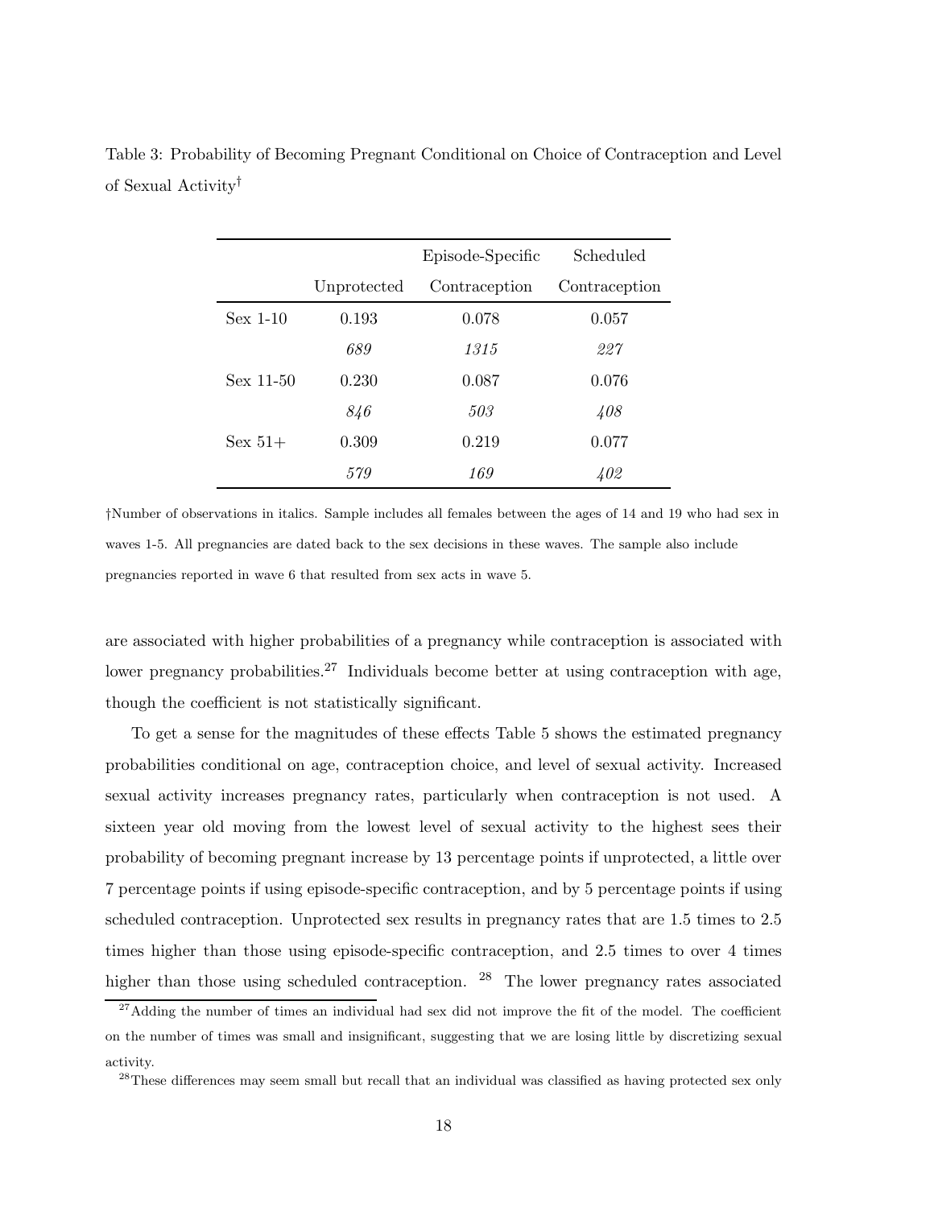Table 3: Probability of Becoming Pregnant Conditional on Choice of Contraception and Level of Sexual Activity†

| | Unprotected | Episode-Specific Contraception | Scheduled Contraception |
|---|---|---|---|
| Sex 1-10 | 0.193 | 0.078 | 0.057 |
| | *689* | *1315* | *227* |
| Sex 11-50 | 0.230 | 0.087 | 0.076 |
| | *846* | *503* | *408* |
| Sex 51+ | 0.309 | 0.219 | 0.077 |
| | *579* | *169* | *402* |

†Number of observations in italics. Sample includes all females between the ages of 14 and 19 who had sex in waves 1-5. All pregnancies are dated back to the sex decisions in these waves. The sample also include pregnancies reported in wave 6 that resulted from sex acts in wave 5.

are associated with higher probabilities of a pregnancy while contraception is associated with lower pregnancy probabilities.[27] Individuals become better at using contraception with age, though the coefficient is not statistically significant.

To get a sense for the magnitudes of these effects Table 5 shows the estimated pregnancy probabilities conditional on age, contraception choice, and level of sexual activity. Increased sexual activity increases pregnancy rates, particularly when contraception is not used. A sixteen year old moving from the lowest level of sexual activity to the highest sees their probability of becoming pregnant increase by 13 percentage points if unprotected, a little over 7 percentage points if using episode-specific contraception, and by 5 percentage points if using scheduled contraception. Unprotected sex results in pregnancy rates that are 1.5 times to 2.5 times higher than those using episode-specific contraception, and 2.5 times to over 4 times higher than those using scheduled contraception. [28] The lower pregnancy rates associated

[27]Adding the number of times an individual had sex did not improve the fit of the model. The coefficient on the number of times was small and insignificant, suggesting that we are losing little by discretizing sexual activity.

[28]These differences may seem small but recall that an individual was classified as having protected sex only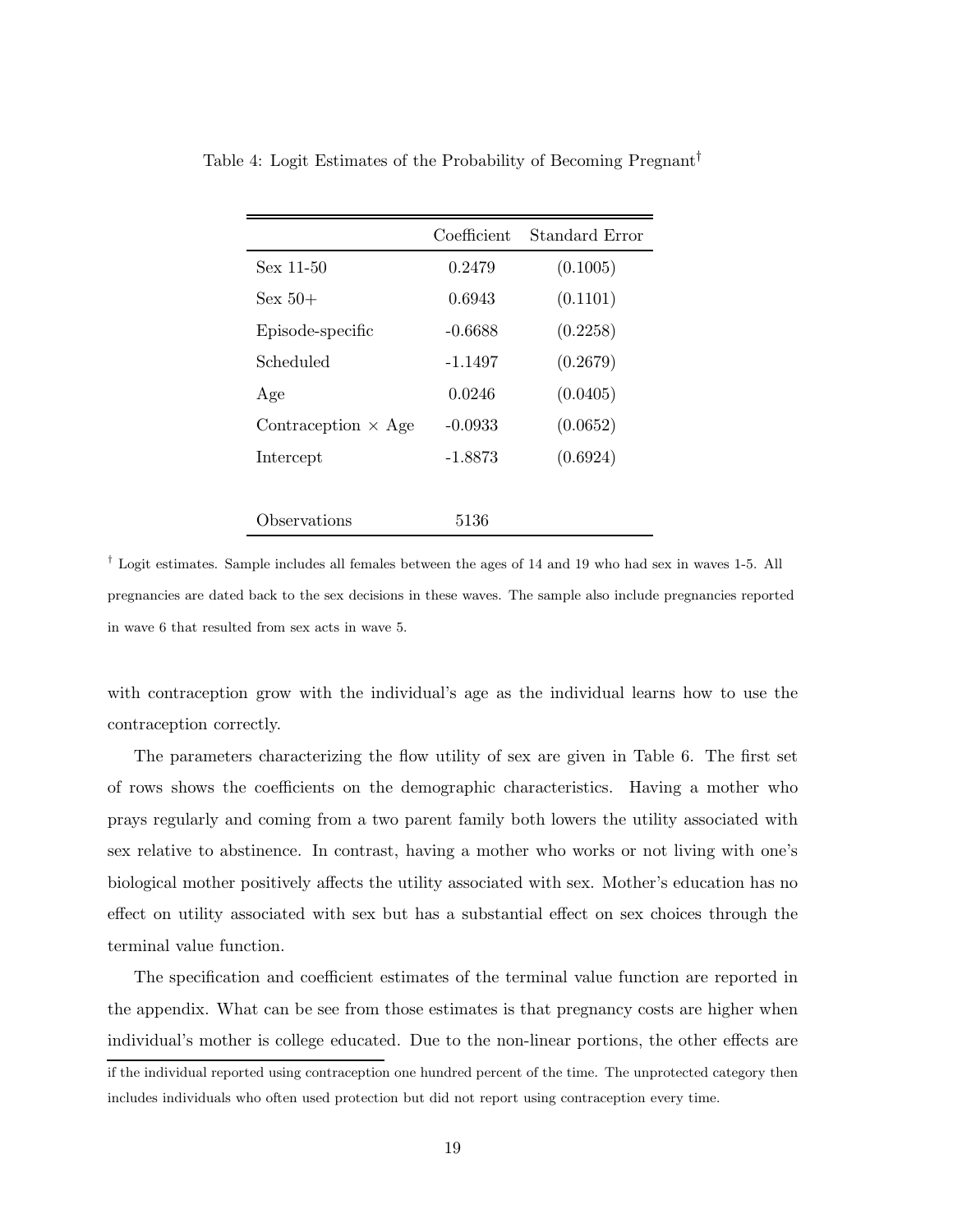Table 4: Logit Estimates of the Probability of Becoming Pregnant†

| | Coefficient | Standard Error |
|---|---|---|
| Sex 11-50 | 0.2479 | (0.1005) |
| Sex 50+ | 0.6943 | (0.1101) |
| Episode-specific | -0.6688 | (0.2258) |
| Scheduled | -1.1497 | (0.2679) |
| Age | 0.0246 | (0.0405) |
| Contraception × Age | -0.0933 | (0.0652) |
| Intercept | -1.8873 | (0.6924) |
| | | |
| Observations | 5136 | |

† Logit estimates. Sample includes all females between the ages of 14 and 19 who had sex in waves 1-5. All pregnancies are dated back to the sex decisions in these waves. The sample also include pregnancies reported in wave 6 that resulted from sex acts in wave 5.

with contraception grow with the individual's age as the individual learns how to use the contraception correctly.

The parameters characterizing the flow utility of sex are given in Table 6. The first set of rows shows the coefficients on the demographic characteristics. Having a mother who prays regularly and coming from a two parent family both lowers the utility associated with sex relative to abstinence. In contrast, having a mother who works or not living with one's biological mother positively affects the utility associated with sex. Mother's education has no effect on utility associated with sex but has a substantial effect on sex choices through the terminal value function.

The specification and coefficient estimates of the terminal value function are reported in the appendix. What can be see from those estimates is that pregnancy costs are higher when individual's mother is college educated. Due to the non-linear portions, the other effects are

if the individual reported using contraception one hundred percent of the time. The unprotected category then includes individuals who often used protection but did not report using contraception every time.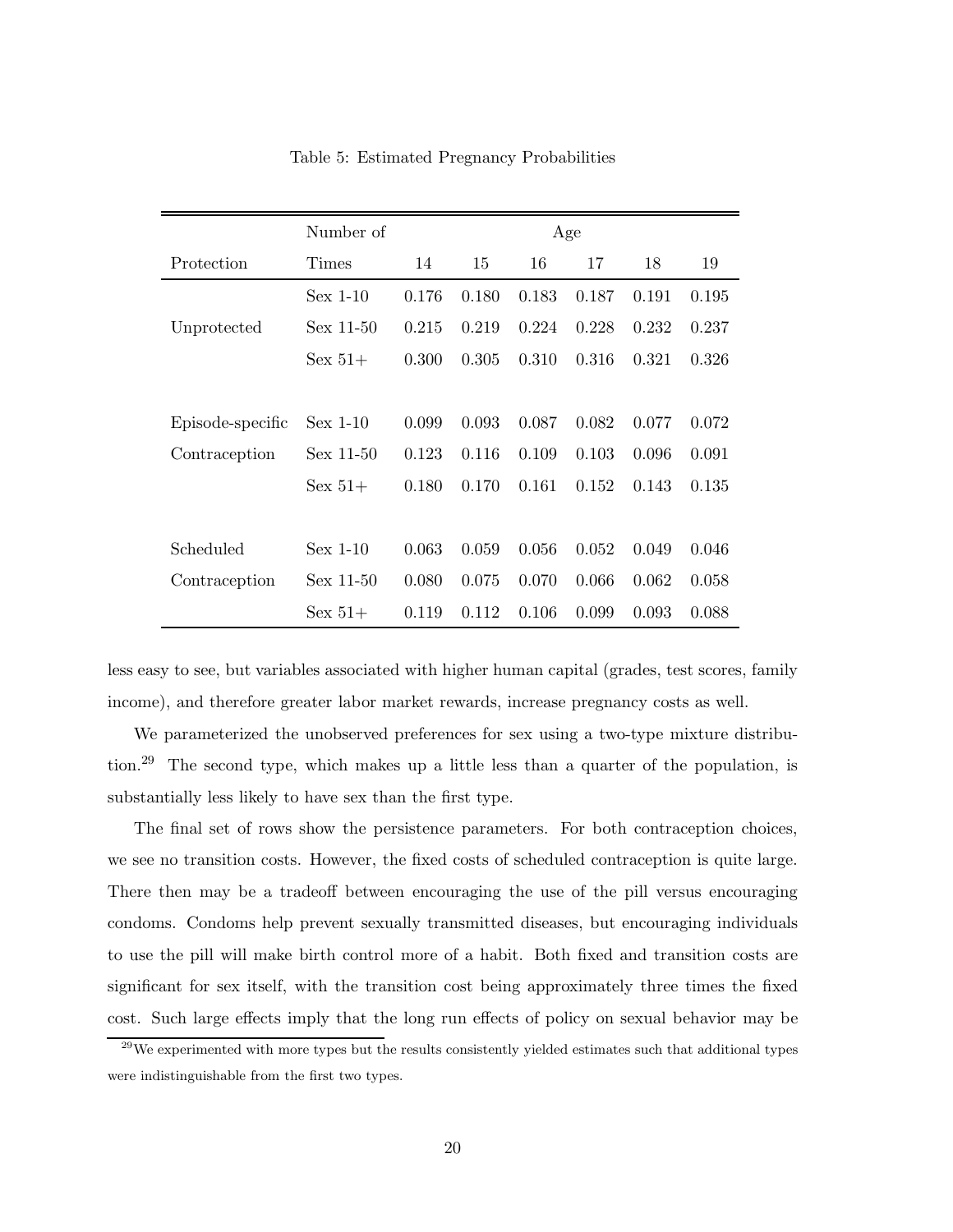Table 5: Estimated Pregnancy Probabilities

| Protection | Number of Times | 14 | 15 | 16 | 17 | 18 | 19 |
|---|---|---|---|---|---|---|---|
| | | Age | | | | | |
| Unprotected | Sex 1-10 | 0.176 | 0.180 | 0.183 | 0.187 | 0.191 | 0.195 |
| | Sex 11-50 | 0.215 | 0.219 | 0.224 | 0.228 | 0.232 | 0.237 |
| | Sex 51+ | 0.300 | 0.305 | 0.310 | 0.316 | 0.321 | 0.326 |
| Episode-specific Contraception | Sex 1-10 | 0.099 | 0.093 | 0.087 | 0.082 | 0.077 | 0.072 |
| | Sex 11-50 | 0.123 | 0.116 | 0.109 | 0.103 | 0.096 | 0.091 |
| | Sex 51+ | 0.180 | 0.170 | 0.161 | 0.152 | 0.143 | 0.135 |
| Scheduled Contraception | Sex 1-10 | 0.063 | 0.059 | 0.056 | 0.052 | 0.049 | 0.046 |
| | Sex 11-50 | 0.080 | 0.075 | 0.070 | 0.066 | 0.062 | 0.058 |
| | Sex 51+ | 0.119 | 0.112 | 0.106 | 0.099 | 0.093 | 0.088 |

less easy to see, but variables associated with higher human capital (grades, test scores, family income), and therefore greater labor market rewards, increase pregnancy costs as well.

We parameterized the unobserved preferences for sex using a two-type mixture distribution.[29] The second type, which makes up a little less than a quarter of the population, is substantially less likely to have sex than the first type.

The final set of rows show the persistence parameters. For both contraception choices, we see no transition costs. However, the fixed costs of scheduled contraception is quite large. There then may be a tradeoff between encouraging the use of the pill versus encouraging condoms. Condoms help prevent sexually transmitted diseases, but encouraging individuals to use the pill will make birth control more of a habit. Both fixed and transition costs are significant for sex itself, with the transition cost being approximately three times the fixed cost. Such large effects imply that the long run effects of policy on sexual behavior may be

[29] We experimented with more types but the results consistently yielded estimates such that additional types were indistinguishable from the first two types.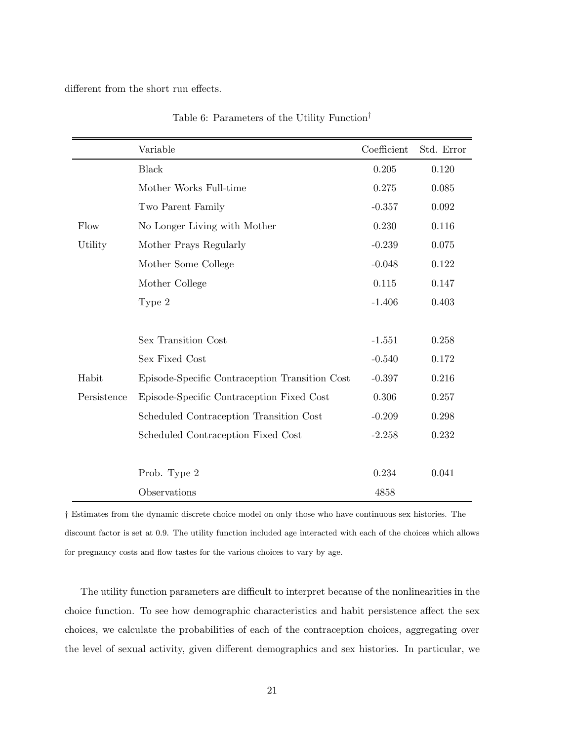different from the short run effects.

Table 6: Parameters of the Utility Function†

| | Variable | Coefficient | Std. Error |
|---|---|---|---|
| Flow Utility | Black | 0.205 | 0.120 |
| | Mother Works Full-time | 0.275 | 0.085 |
| | Two Parent Family | -0.357 | 0.092 |
| | No Longer Living with Mother | 0.230 | 0.116 |
| | Mother Prays Regularly | -0.239 | 0.075 |
| | Mother Some College | -0.048 | 0.122 |
| | Mother College | 0.115 | 0.147 |
| | Type 2 | -1.406 | 0.403 |
| Habit Persistence | Sex Transition Cost | -1.551 | 0.258 |
| | Sex Fixed Cost | -0.540 | 0.172 |
| | Episode-Specific Contraception Transition Cost | -0.397 | 0.216 |
| | Episode-Specific Contraception Fixed Cost | 0.306 | 0.257 |
| | Scheduled Contraception Transition Cost | -0.209 | 0.298 |
| | Scheduled Contraception Fixed Cost | -2.258 | 0.232 |
| | Prob. Type 2 | 0.234 | 0.041 |
| | Observations | 4858 | |

† Estimates from the dynamic discrete choice model on only those who have continuous sex histories. The discount factor is set at 0.9. The utility function included age interacted with each of the choices which allows for pregnancy costs and flow tastes for the various choices to vary by age.

The utility function parameters are difficult to interpret because of the nonlinearities in the choice function. To see how demographic characteristics and habit persistence affect the sex choices, we calculate the probabilities of each of the contraception choices, aggregating over the level of sexual activity, given different demographics and sex histories. In particular, we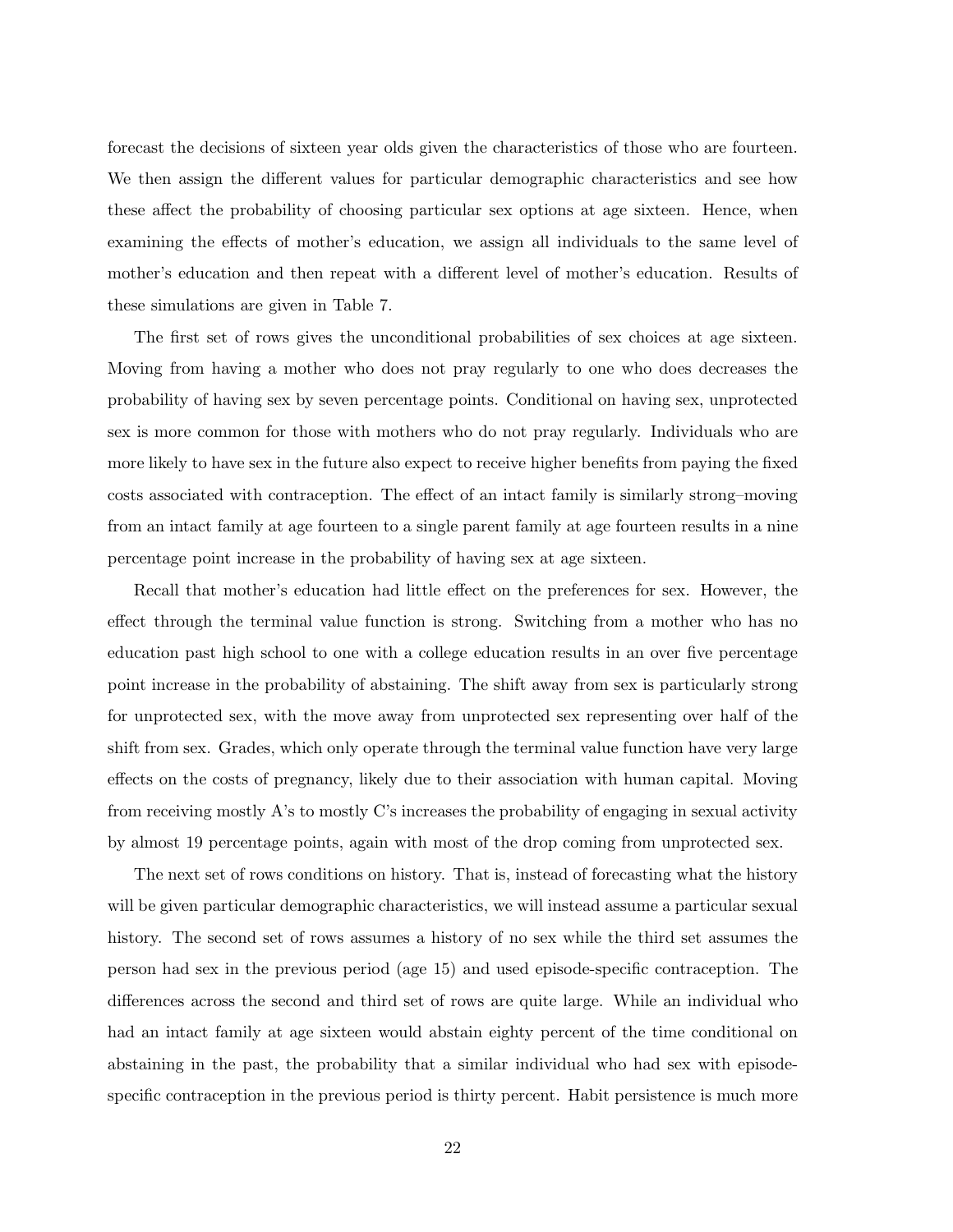forecast the decisions of sixteen year olds given the characteristics of those who are fourteen. We then assign the different values for particular demographic characteristics and see how these affect the probability of choosing particular sex options at age sixteen. Hence, when examining the effects of mother's education, we assign all individuals to the same level of mother's education and then repeat with a different level of mother's education. Results of these simulations are given in Table 7.

The first set of rows gives the unconditional probabilities of sex choices at age sixteen. Moving from having a mother who does not pray regularly to one who does decreases the probability of having sex by seven percentage points. Conditional on having sex, unprotected sex is more common for those with mothers who do not pray regularly. Individuals who are more likely to have sex in the future also expect to receive higher benefits from paying the fixed costs associated with contraception. The effect of an intact family is similarly strong–moving from an intact family at age fourteen to a single parent family at age fourteen results in a nine percentage point increase in the probability of having sex at age sixteen.

Recall that mother's education had little effect on the preferences for sex. However, the effect through the terminal value function is strong. Switching from a mother who has no education past high school to one with a college education results in an over five percentage point increase in the probability of abstaining. The shift away from sex is particularly strong for unprotected sex, with the move away from unprotected sex representing over half of the shift from sex. Grades, which only operate through the terminal value function have very large effects on the costs of pregnancy, likely due to their association with human capital. Moving from receiving mostly A's to mostly C's increases the probability of engaging in sexual activity by almost 19 percentage points, again with most of the drop coming from unprotected sex.

The next set of rows conditions on history. That is, instead of forecasting what the history will be given particular demographic characteristics, we will instead assume a particular sexual history. The second set of rows assumes a history of no sex while the third set assumes the person had sex in the previous period (age 15) and used episode-specific contraception. The differences across the second and third set of rows are quite large. While an individual who had an intact family at age sixteen would abstain eighty percent of the time conditional on abstaining in the past, the probability that a similar individual who had sex with episode-specific contraception in the previous period is thirty percent. Habit persistence is much more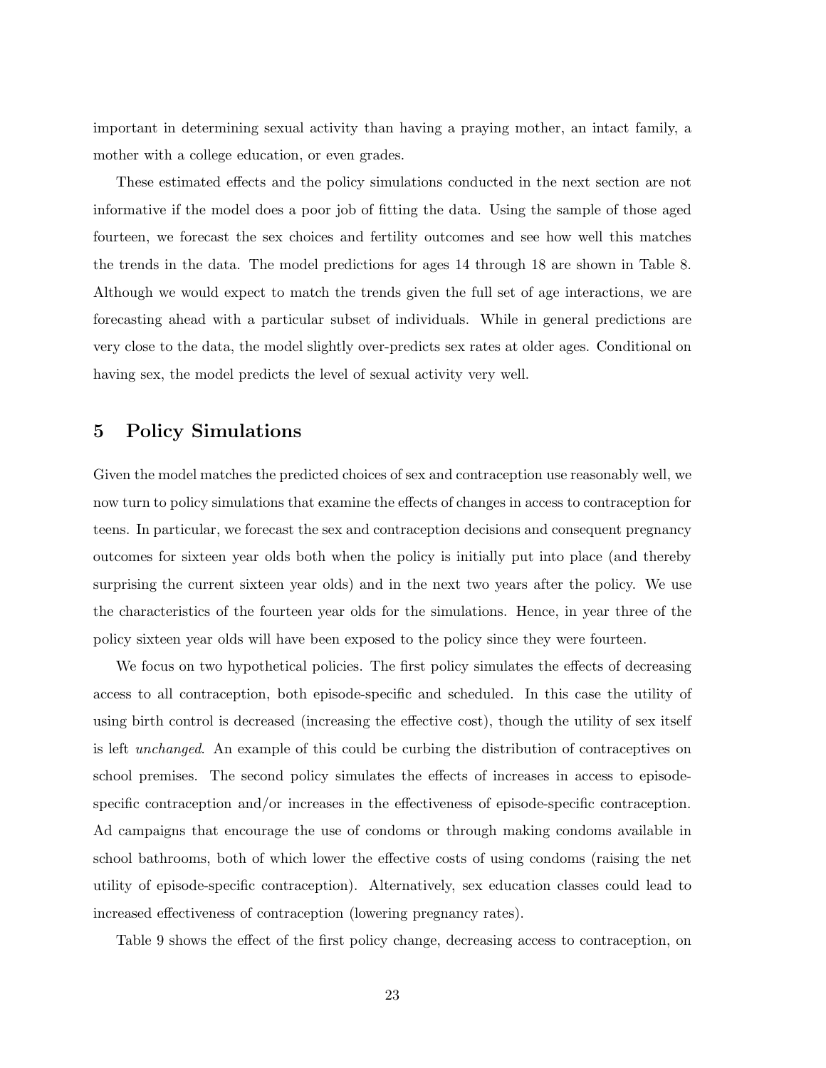important in determining sexual activity than having a praying mother, an intact family, a mother with a college education, or even grades.

These estimated effects and the policy simulations conducted in the next section are not informative if the model does a poor job of fitting the data. Using the sample of those aged fourteen, we forecast the sex choices and fertility outcomes and see how well this matches the trends in the data. The model predictions for ages 14 through 18 are shown in Table 8. Although we would expect to match the trends given the full set of age interactions, we are forecasting ahead with a particular subset of individuals. While in general predictions are very close to the data, the model slightly over-predicts sex rates at older ages. Conditional on having sex, the model predicts the level of sexual activity very well.

## 5 Policy Simulations

Given the model matches the predicted choices of sex and contraception use reasonably well, we now turn to policy simulations that examine the effects of changes in access to contraception for teens. In particular, we forecast the sex and contraception decisions and consequent pregnancy outcomes for sixteen year olds both when the policy is initially put into place (and thereby surprising the current sixteen year olds) and in the next two years after the policy. We use the characteristics of the fourteen year olds for the simulations. Hence, in year three of the policy sixteen year olds will have been exposed to the policy since they were fourteen.

We focus on two hypothetical policies. The first policy simulates the effects of decreasing access to all contraception, both episode-specific and scheduled. In this case the utility of using birth control is decreased (increasing the effective cost), though the utility of sex itself is left *unchanged*. An example of this could be curbing the distribution of contraceptives on school premises. The second policy simulates the effects of increases in access to episode-specific contraception and/or increases in the effectiveness of episode-specific contraception. Ad campaigns that encourage the use of condoms or through making condoms available in school bathrooms, both of which lower the effective costs of using condoms (raising the net utility of episode-specific contraception). Alternatively, sex education classes could lead to increased effectiveness of contraception (lowering pregnancy rates).

Table 9 shows the effect of the first policy change, decreasing access to contraception, on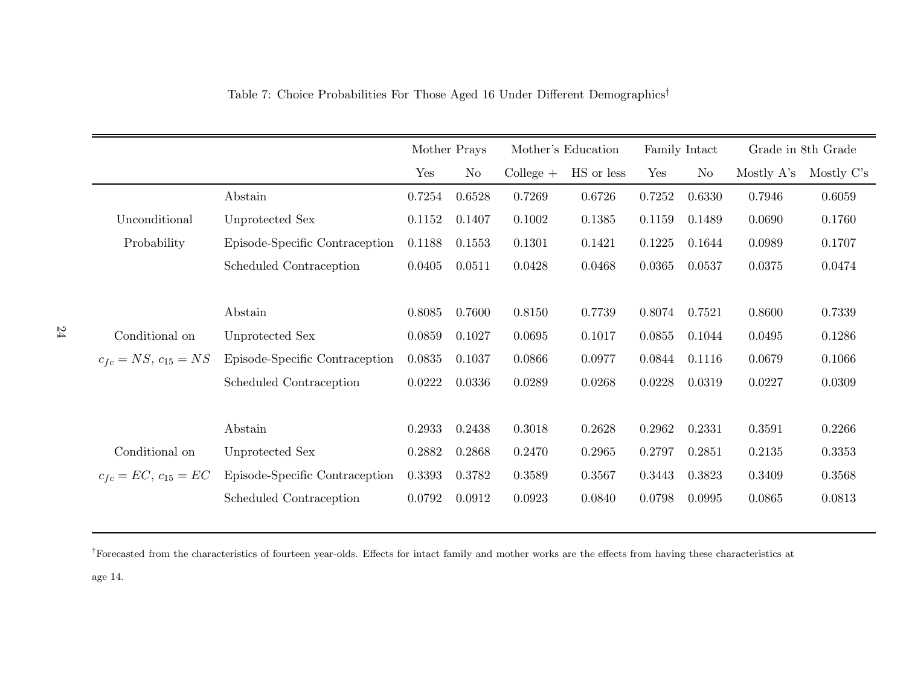Table 7: Choice Probabilities For Those Aged 16 Under Different Demographics[†]

| | | Mother Prays | | Mother's Education | | Family Intact | | Grade in 8th Grade | |
|---|---|---|---|---|---|---|---|---|---|
| | | Yes | No | College + | HS or less | Yes | No | Mostly A's | Mostly C's |
| Unconditional Probability | Abstain | 0.7254 | 0.6528 | 0.7269 | 0.6726 | 0.7252 | 0.6330 | 0.7946 | 0.6059 |
| | Unprotected Sex | 0.1152 | 0.1407 | 0.1002 | 0.1385 | 0.1159 | 0.1489 | 0.0690 | 0.1760 |
| | Episode-Specific Contraception | 0.1188 | 0.1553 | 0.1301 | 0.1421 | 0.1225 | 0.1644 | 0.0989 | 0.1707 |
| | Scheduled Contraception | 0.0405 | 0.0511 | 0.0428 | 0.0468 | 0.0365 | 0.0537 | 0.0375 | 0.0474 |
| Conditional on $c_{fc} = NS$, $c_{15} = NS$ | Abstain | 0.8085 | 0.7600 | 0.8150 | 0.7739 | 0.8074 | 0.7521 | 0.8600 | 0.7339 |
| | Unprotected Sex | 0.0859 | 0.1027 | 0.0695 | 0.1017 | 0.0855 | 0.1044 | 0.0495 | 0.1286 |
| | Episode-Specific Contraception | 0.0835 | 0.1037 | 0.0866 | 0.0977 | 0.0844 | 0.1116 | 0.0679 | 0.1066 |
| | Scheduled Contraception | 0.0222 | 0.0336 | 0.0289 | 0.0268 | 0.0228 | 0.0319 | 0.0227 | 0.0309 |
| Conditional on $c_{fc} = EC$, $c_{15} = EC$ | Abstain | 0.2933 | 0.2438 | 0.3018 | 0.2628 | 0.2962 | 0.2331 | 0.3591 | 0.2266 |
| | Unprotected Sex | 0.2882 | 0.2868 | 0.2470 | 0.2965 | 0.2797 | 0.2851 | 0.2135 | 0.3353 |
| | Episode-Specific Contraception | 0.3393 | 0.3782 | 0.3589 | 0.3567 | 0.3443 | 0.3823 | 0.3409 | 0.3568 |
| | Scheduled Contraception | 0.0792 | 0.0912 | 0.0923 | 0.0840 | 0.0798 | 0.0995 | 0.0865 | 0.0813 |

[†]Forecasted from the characteristics of fourteen year-olds. Effects for intact family and mother works are the effects from having these characteristics at age 14.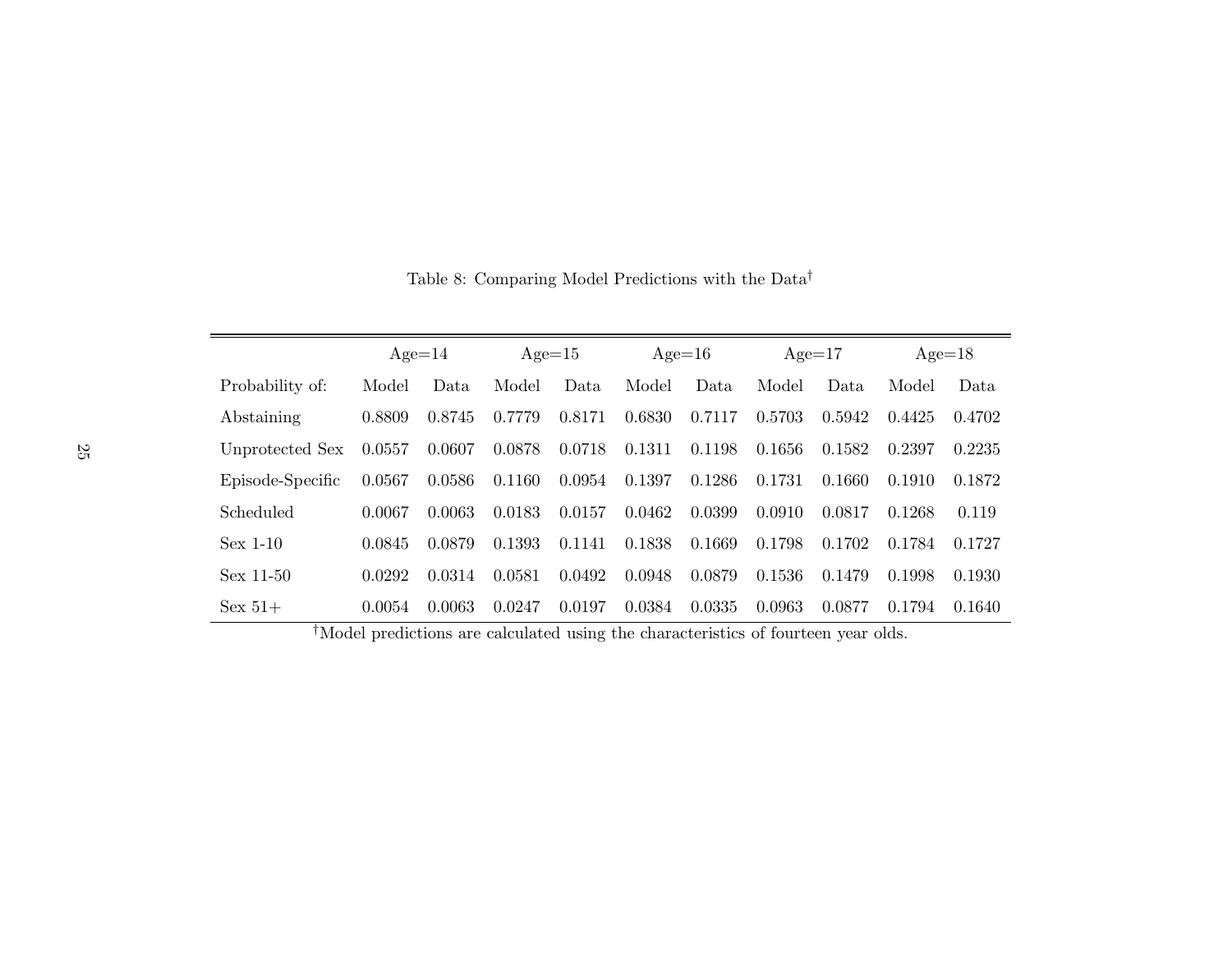Table 8: Comparing Model Predictions with the Data[†]

| | Age=14 | | Age=15 | | Age=16 | | Age=17 | | Age=18 | |
|---|---|---|---|---|---|---|---|---|---|---|
| Probability of: | Model | Data | Model | Data | Model | Data | Model | Data | Model | Data |
| Abstaining | 0.8809 | 0.8745 | 0.7779 | 0.8171 | 0.6830 | 0.7117 | 0.5703 | 0.5942 | 0.4425 | 0.4702 |
| Unprotected Sex | 0.0557 | 0.0607 | 0.0878 | 0.0718 | 0.1311 | 0.1198 | 0.1656 | 0.1582 | 0.2397 | 0.2235 |
| Episode-Specific | 0.0567 | 0.0586 | 0.1160 | 0.0954 | 0.1397 | 0.1286 | 0.1731 | 0.1660 | 0.1910 | 0.1872 |
| Scheduled | 0.0067 | 0.0063 | 0.0183 | 0.0157 | 0.0462 | 0.0399 | 0.0910 | 0.0817 | 0.1268 | 0.119 |
| Sex 1-10 | 0.0845 | 0.0879 | 0.1393 | 0.1141 | 0.1838 | 0.1669 | 0.1798 | 0.1702 | 0.1784 | 0.1727 |
| Sex 11-50 | 0.0292 | 0.0314 | 0.0581 | 0.0492 | 0.0948 | 0.0879 | 0.1536 | 0.1479 | 0.1998 | 0.1930 |
| Sex 51+ | 0.0054 | 0.0063 | 0.0247 | 0.0197 | 0.0384 | 0.0335 | 0.0963 | 0.0877 | 0.1794 | 0.1640 |

[†]Model predictions are calculated using the characteristics of fourteen year olds.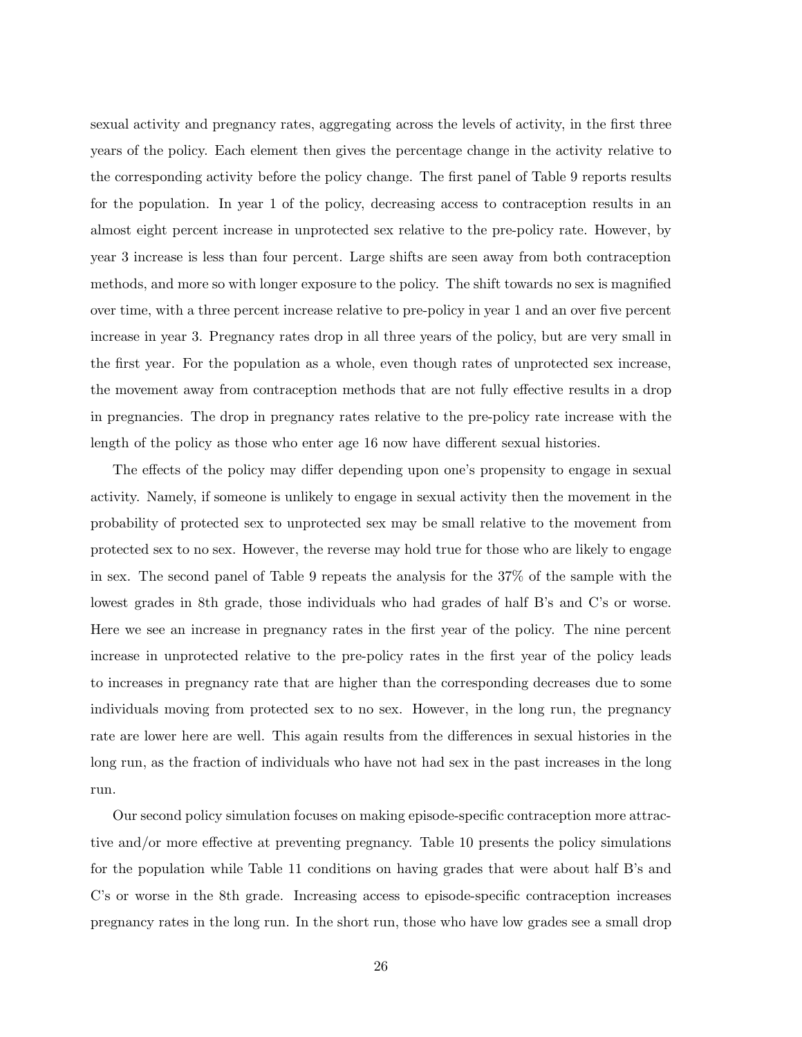sexual activity and pregnancy rates, aggregating across the levels of activity, in the first three years of the policy. Each element then gives the percentage change in the activity relative to the corresponding activity before the policy change. The first panel of Table 9 reports results for the population. In year 1 of the policy, decreasing access to contraception results in an almost eight percent increase in unprotected sex relative to the pre-policy rate. However, by year 3 increase is less than four percent. Large shifts are seen away from both contraception methods, and more so with longer exposure to the policy. The shift towards no sex is magnified over time, with a three percent increase relative to pre-policy in year 1 and an over five percent increase in year 3. Pregnancy rates drop in all three years of the policy, but are very small in the first year. For the population as a whole, even though rates of unprotected sex increase, the movement away from contraception methods that are not fully effective results in a drop in pregnancies. The drop in pregnancy rates relative to the pre-policy rate increase with the length of the policy as those who enter age 16 now have different sexual histories.

The effects of the policy may differ depending upon one's propensity to engage in sexual activity. Namely, if someone is unlikely to engage in sexual activity then the movement in the probability of protected sex to unprotected sex may be small relative to the movement from protected sex to no sex. However, the reverse may hold true for those who are likely to engage in sex. The second panel of Table 9 repeats the analysis for the 37% of the sample with the lowest grades in 8th grade, those individuals who had grades of half B's and C's or worse. Here we see an increase in pregnancy rates in the first year of the policy. The nine percent increase in unprotected relative to the pre-policy rates in the first year of the policy leads to increases in pregnancy rate that are higher than the corresponding decreases due to some individuals moving from protected sex to no sex. However, in the long run, the pregnancy rate are lower here are well. This again results from the differences in sexual histories in the long run, as the fraction of individuals who have not had sex in the past increases in the long run.

Our second policy simulation focuses on making episode-specific contraception more attractive and/or more effective at preventing pregnancy. Table 10 presents the policy simulations for the population while Table 11 conditions on having grades that were about half B's and C's or worse in the 8th grade. Increasing access to episode-specific contraception increases pregnancy rates in the long run. In the short run, those who have low grades see a small drop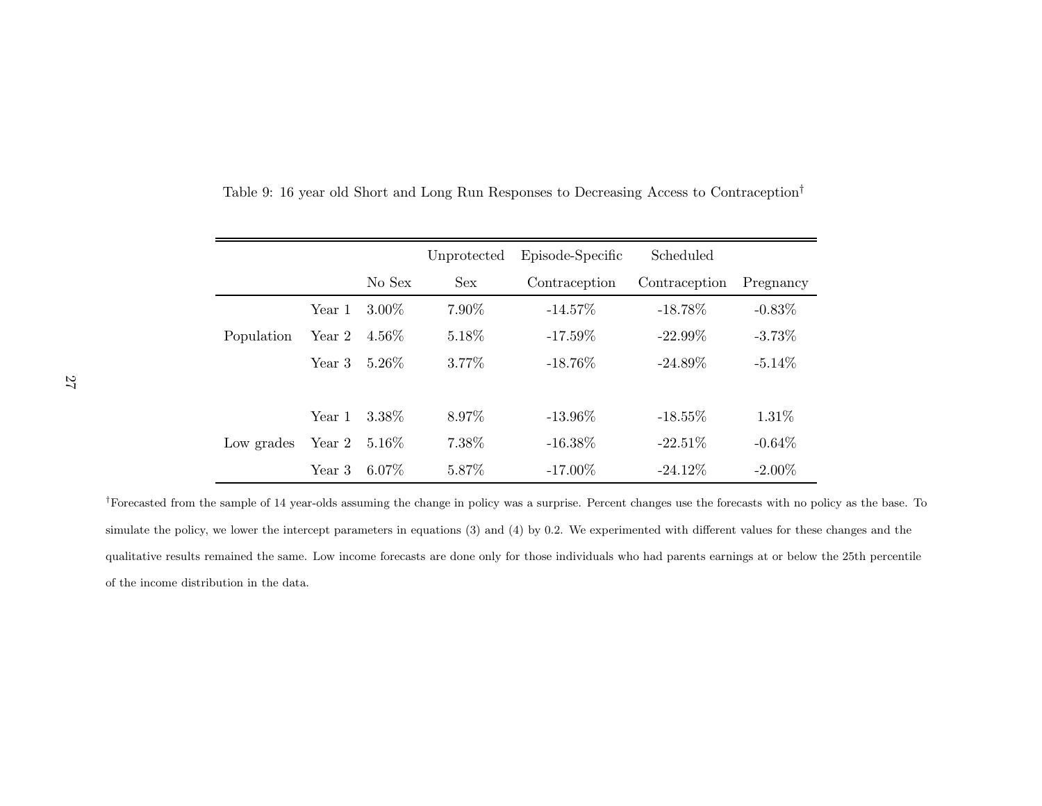Table 9: 16 year old Short and Long Run Responses to Decreasing Access to Contraception†

| | | No Sex | Unprotected Sex | Episode-Specific Contraception | Scheduled Contraception | Pregnancy |
|---|---|---|---|---|---|---|
| Population | Year 1 | 3.00% | 7.90% | -14.57% | -18.78% | -0.83% |
| | Year 2 | 4.56% | 5.18% | -17.59% | -22.99% | -3.73% |
| | Year 3 | 5.26% | 3.77% | -18.76% | -24.89% | -5.14% |
| Low grades | Year 1 | 3.38% | 8.97% | -13.96% | -18.55% | 1.31% |
| | Year 2 | 5.16% | 7.38% | -16.38% | -22.51% | -0.64% |
| | Year 3 | 6.07% | 5.87% | -17.00% | -24.12% | -2.00% |

†Forecasted from the sample of 14 year-olds assuming the change in policy was a surprise. Percent changes use the forecasts with no policy as the base. To simulate the policy, we lower the intercept parameters in equations (3) and (4) by 0.2. We experimented with different values for these changes and the qualitative results remained the same. Low income forecasts are done only for those individuals who had parents earnings at or below the 25th percentile of the income distribution in the data.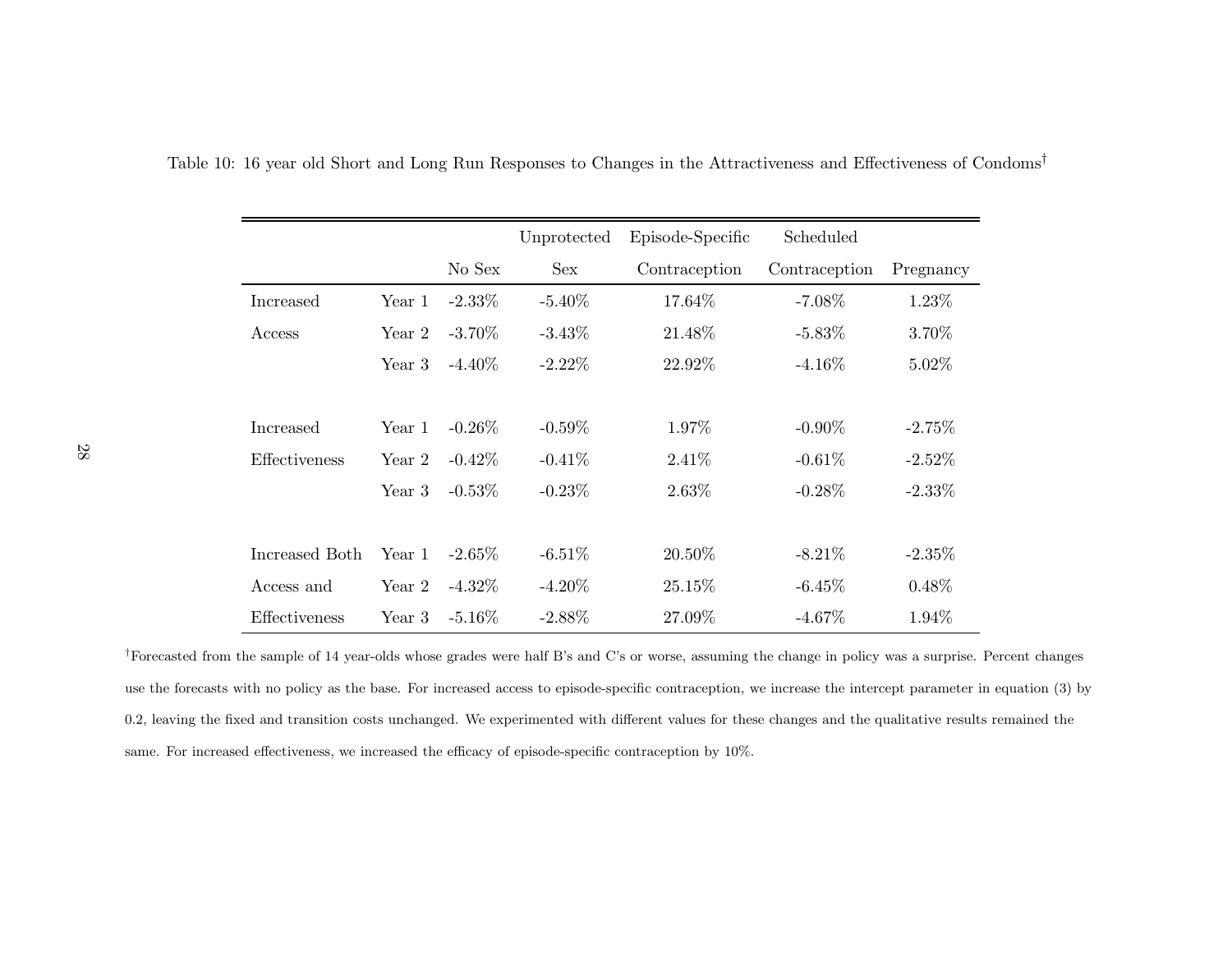Table 10: 16 year old Short and Long Run Responses to Changes in the Attractiveness and Effectiveness of Condoms†

| | | No Sex | Unprotected Sex | Episode-Specific Contraception | Scheduled Contraception | Pregnancy |
|---|---|---|---|---|---|---|
| Increased | Year 1 | -2.33% | -5.40% | 17.64% | -7.08% | 1.23% |
| Access | Year 2 | -3.70% | -3.43% | 21.48% | -5.83% | 3.70% |
| | Year 3 | -4.40% | -2.22% | 22.92% | -4.16% | 5.02% |
| Increased | Year 1 | -0.26% | -0.59% | 1.97% | -0.90% | -2.75% |
| Effectiveness | Year 2 | -0.42% | -0.41% | 2.41% | -0.61% | -2.52% |
| | Year 3 | -0.53% | -0.23% | 2.63% | -0.28% | -2.33% |
| Increased Both | Year 1 | -2.65% | -6.51% | 20.50% | -8.21% | -2.35% |
| Access and | Year 2 | -4.32% | -4.20% | 25.15% | -6.45% | 0.48% |
| Effectiveness | Year 3 | -5.16% | -2.88% | 27.09% | -4.67% | 1.94% |

†Forecasted from the sample of 14 year-olds whose grades were half B's and C's or worse, assuming the change in policy was a surprise. Percent changes use the forecasts with no policy as the base. For increased access to episode-specific contraception, we increase the intercept parameter in equation (3) by 0.2, leaving the fixed and transition costs unchanged. We experimented with different values for these changes and the qualitative results remained the same. For increased effectiveness, we increased the efficacy of episode-specific contraception by 10%.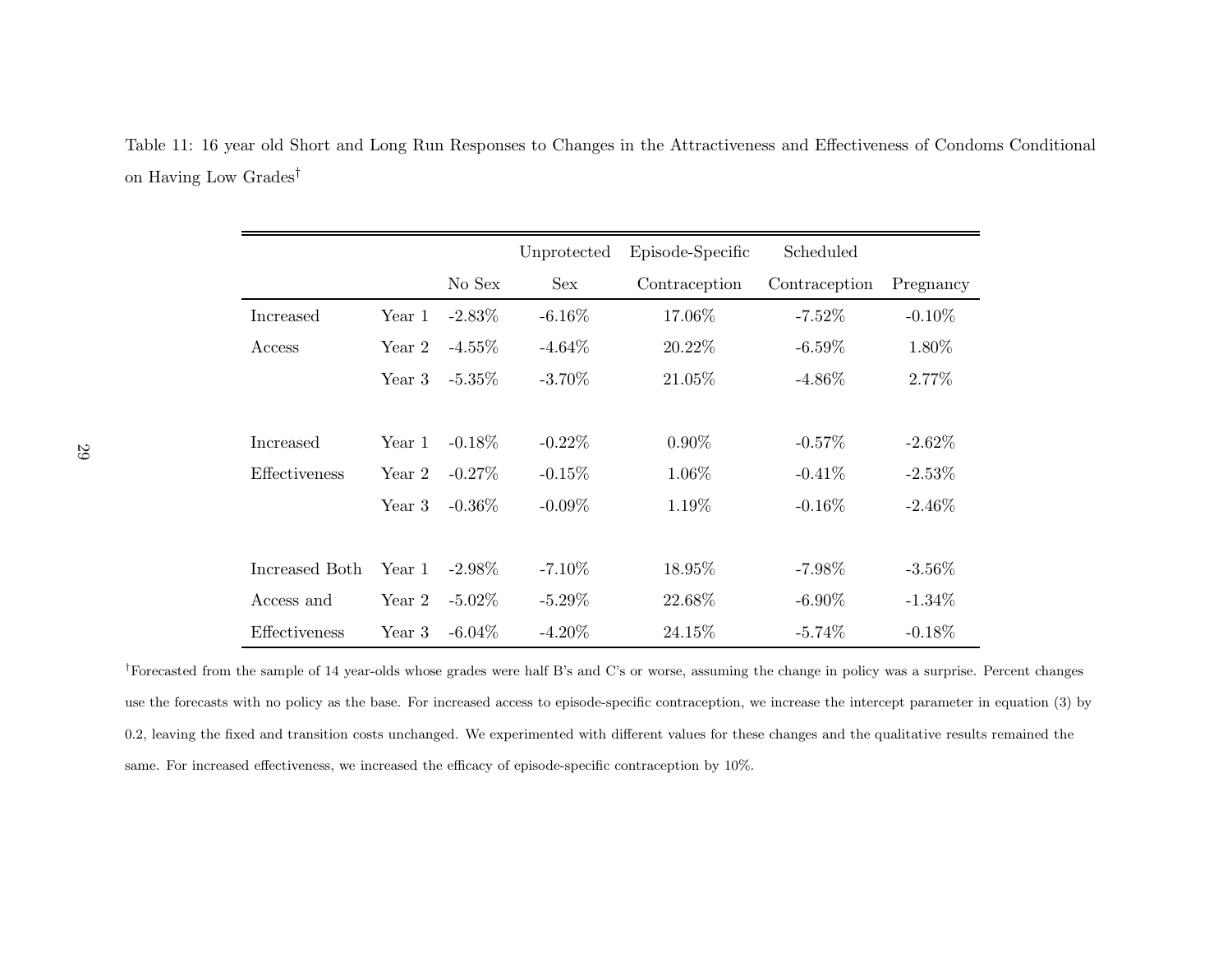Table 11: 16 year old Short and Long Run Responses to Changes in the Attractiveness and Effectiveness of Condoms Conditional on Having Low Grades[†]

| | | No Sex | Unprotected Sex | Episode-Specific Contraception | Scheduled Contraception | Pregnancy |
|---|---|---|---|---|---|---|
| Increased Access | Year 1 | -2.83% | -6.16% | 17.06% | -7.52% | -0.10% |
| | Year 2 | -4.55% | -4.64% | 20.22% | -6.59% | 1.80% |
| | Year 3 | -5.35% | -3.70% | 21.05% | -4.86% | 2.77% |
| Increased Effectiveness | Year 1 | -0.18% | -0.22% | 0.90% | -0.57% | -2.62% |
| | Year 2 | -0.27% | -0.15% | 1.06% | -0.41% | -2.53% |
| | Year 3 | -0.36% | -0.09% | 1.19% | -0.16% | -2.46% |
| Increased Both Access and Effectiveness | Year 1 | -2.98% | -7.10% | 18.95% | -7.98% | -3.56% |
| | Year 2 | -5.02% | -5.29% | 22.68% | -6.90% | -1.34% |
| | Year 3 | -6.04% | -4.20% | 24.15% | -5.74% | -0.18% |

[†]Forecasted from the sample of 14 year-olds whose grades were half B's and C's or worse, assuming the change in policy was a surprise. Percent changes use the forecasts with no policy as the base. For increased access to episode-specific contraception, we increase the intercept parameter in equation (3) by 0.2, leaving the fixed and transition costs unchanged. We experimented with different values for these changes and the qualitative results remained the same. For increased effectiveness, we increased the efficacy of episode-specific contraception by 10%.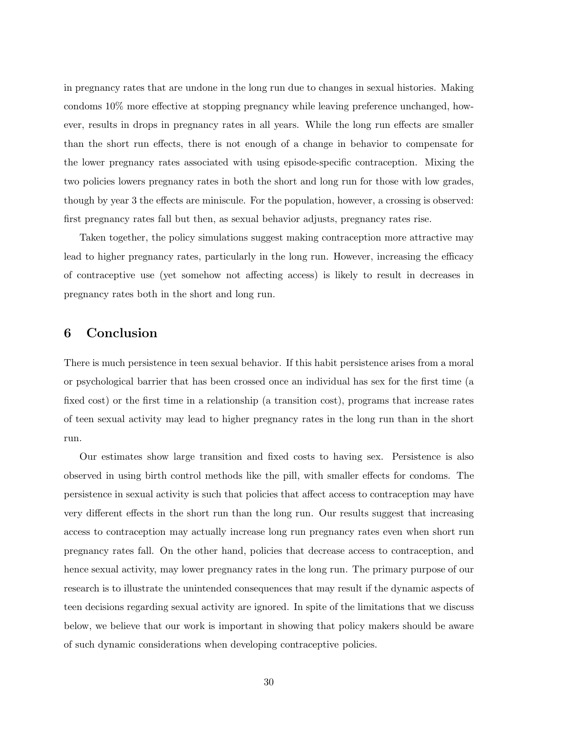in pregnancy rates that are undone in the long run due to changes in sexual histories. Making condoms 10% more effective at stopping pregnancy while leaving preference unchanged, however, results in drops in pregnancy rates in all years. While the long run effects are smaller than the short run effects, there is not enough of a change in behavior to compensate for the lower pregnancy rates associated with using episode-specific contraception. Mixing the two policies lowers pregnancy rates in both the short and long run for those with low grades, though by year 3 the effects are miniscule. For the population, however, a crossing is observed: first pregnancy rates fall but then, as sexual behavior adjusts, pregnancy rates rise.

Taken together, the policy simulations suggest making contraception more attractive may lead to higher pregnancy rates, particularly in the long run. However, increasing the efficacy of contraceptive use (yet somehow not affecting access) is likely to result in decreases in pregnancy rates both in the short and long run.

## 6 Conclusion

There is much persistence in teen sexual behavior. If this habit persistence arises from a moral or psychological barrier that has been crossed once an individual has sex for the first time (a fixed cost) or the first time in a relationship (a transition cost), programs that increase rates of teen sexual activity may lead to higher pregnancy rates in the long run than in the short run.

Our estimates show large transition and fixed costs to having sex. Persistence is also observed in using birth control methods like the pill, with smaller effects for condoms. The persistence in sexual activity is such that policies that affect access to contraception may have very different effects in the short run than the long run. Our results suggest that increasing access to contraception may actually increase long run pregnancy rates even when short run pregnancy rates fall. On the other hand, policies that decrease access to contraception, and hence sexual activity, may lower pregnancy rates in the long run. The primary purpose of our research is to illustrate the unintended consequences that may result if the dynamic aspects of teen decisions regarding sexual activity are ignored. In spite of the limitations that we discuss below, we believe that our work is important in showing that policy makers should be aware of such dynamic considerations when developing contraceptive policies.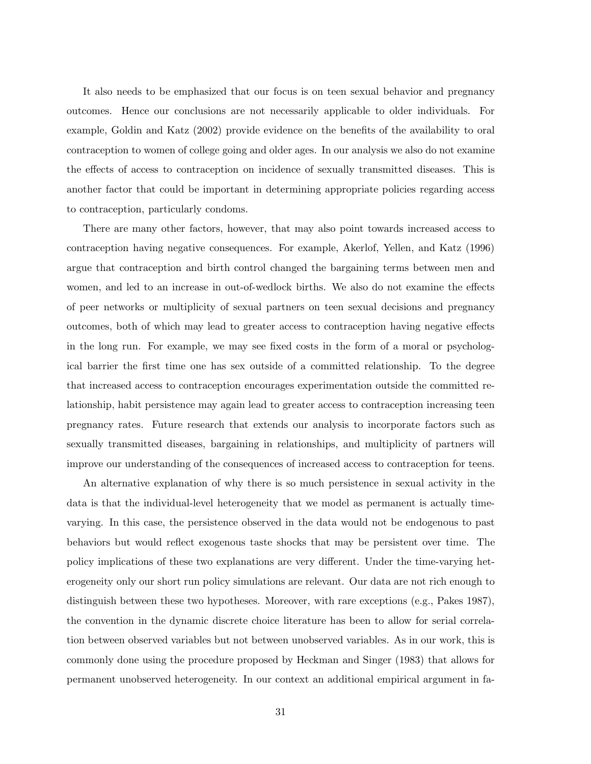It also needs to be emphasized that our focus is on teen sexual behavior and pregnancy outcomes. Hence our conclusions are not necessarily applicable to older individuals. For example, Goldin and Katz (2002) provide evidence on the benefits of the availability to oral contraception to women of college going and older ages. In our analysis we also do not examine the effects of access to contraception on incidence of sexually transmitted diseases. This is another factor that could be important in determining appropriate policies regarding access to contraception, particularly condoms.

There are many other factors, however, that may also point towards increased access to contraception having negative consequences. For example, Akerlof, Yellen, and Katz (1996) argue that contraception and birth control changed the bargaining terms between men and women, and led to an increase in out-of-wedlock births. We also do not examine the effects of peer networks or multiplicity of sexual partners on teen sexual decisions and pregnancy outcomes, both of which may lead to greater access to contraception having negative effects in the long run. For example, we may see fixed costs in the form of a moral or psychological barrier the first time one has sex outside of a committed relationship. To the degree that increased access to contraception encourages experimentation outside the committed relationship, habit persistence may again lead to greater access to contraception increasing teen pregnancy rates. Future research that extends our analysis to incorporate factors such as sexually transmitted diseases, bargaining in relationships, and multiplicity of partners will improve our understanding of the consequences of increased access to contraception for teens.

An alternative explanation of why there is so much persistence in sexual activity in the data is that the individual-level heterogeneity that we model as permanent is actually time-varying. In this case, the persistence observed in the data would not be endogenous to past behaviors but would reflect exogenous taste shocks that may be persistent over time. The policy implications of these two explanations are very different. Under the time-varying heterogeneity only our short run policy simulations are relevant. Our data are not rich enough to distinguish between these two hypotheses. Moreover, with rare exceptions (e.g., Pakes 1987), the convention in the dynamic discrete choice literature has been to allow for serial correlation between observed variables but not between unobserved variables. As in our work, this is commonly done using the procedure proposed by Heckman and Singer (1983) that allows for permanent unobserved heterogeneity. In our context an additional empirical argument in fa-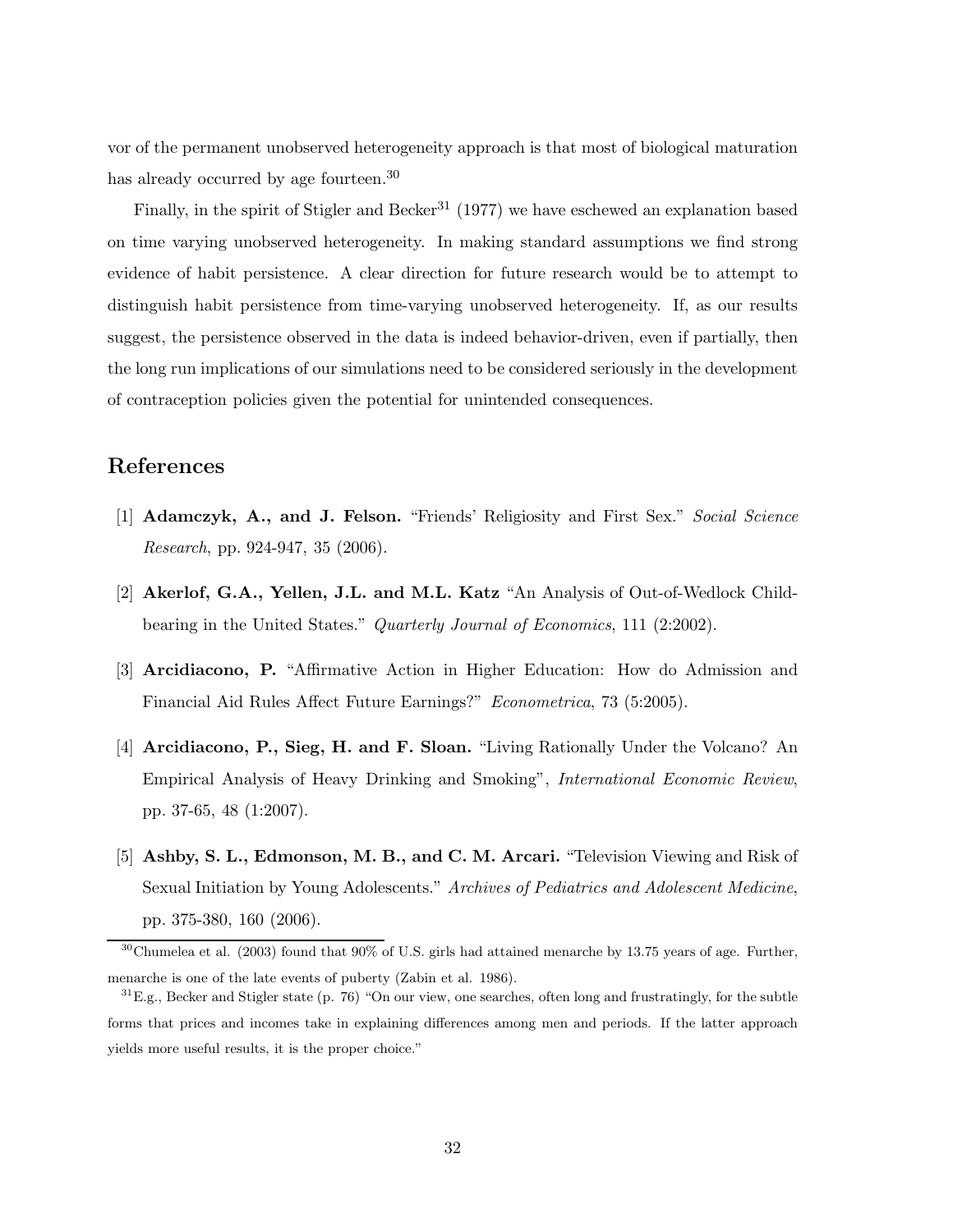vor of the permanent unobserved heterogeneity approach is that most of biological maturation has already occurred by age fourteen.[30]

Finally, in the spirit of Stigler and Becker[31] (1977) we have eschewed an explanation based on time varying unobserved heterogeneity. In making standard assumptions we find strong evidence of habit persistence. A clear direction for future research would be to attempt to distinguish habit persistence from time-varying unobserved heterogeneity. If, as our results suggest, the persistence observed in the data is indeed behavior-driven, even if partially, then the long run implications of our simulations need to be considered seriously in the development of contraception policies given the potential for unintended consequences.

## References

[1] **Adamczyk, A., and J. Felson.** "Friends' Religiosity and First Sex." *Social Science Research*, pp. 924-947, 35 (2006).

[2] **Akerlof, G.A., Yellen, J.L. and M.L. Katz** "An Analysis of Out-of-Wedlock Childbearing in the United States." *Quarterly Journal of Economics*, 111 (2:2002).

[3] **Arcidiacono, P.** "Affirmative Action in Higher Education: How do Admission and Financial Aid Rules Affect Future Earnings?" *Econometrica*, 73 (5:2005).

[4] **Arcidiacono, P., Sieg, H. and F. Sloan.** "Living Rationally Under the Volcano? An Empirical Analysis of Heavy Drinking and Smoking", *International Economic Review*, pp. 37-65, 48 (1:2007).

[5] **Ashby, S. L., Edmonson, M. B., and C. M. Arcari.** "Television Viewing and Risk of Sexual Initiation by Young Adolescents." *Archives of Pediatrics and Adolescent Medicine*, pp. 375-380, 160 (2006).

---

[30] Chumelea et al. (2003) found that 90% of U.S. girls had attained menarche by 13.75 years of age. Further, menarche is one of the late events of puberty (Zabin et al. 1986).

[31] E.g., Becker and Stigler state (p. 76) "On our view, one searches, often long and frustratingly, for the subtle forms that prices and incomes take in explaining differences among men and periods. If the latter approach yields more useful results, it is the proper choice."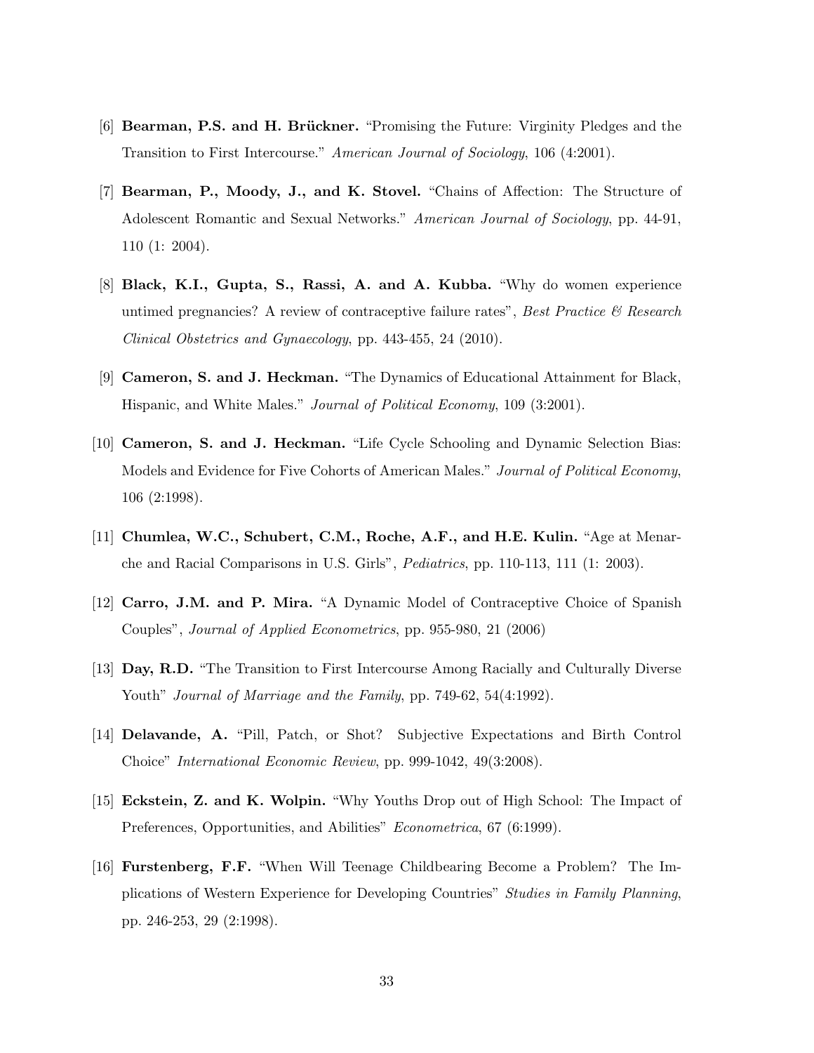[6] **Bearman, P.S. and H. Brückner.** "Promising the Future: Virginity Pledges and the Transition to First Intercourse." *American Journal of Sociology*, 106 (4:2001).

[7] **Bearman, P., Moody, J., and K. Stovel.** "Chains of Affection: The Structure of Adolescent Romantic and Sexual Networks." *American Journal of Sociology*, pp. 44-91, 110 (1: 2004).

[8] **Black, K.I., Gupta, S., Rassi, A. and A. Kubba.** "Why do women experience untimed pregnancies? A review of contraceptive failure rates", *Best Practice & Research Clinical Obstetrics and Gynaecology*, pp. 443-455, 24 (2010).

[9] **Cameron, S. and J. Heckman.** "The Dynamics of Educational Attainment for Black, Hispanic, and White Males." *Journal of Political Economy*, 109 (3:2001).

[10] **Cameron, S. and J. Heckman.** "Life Cycle Schooling and Dynamic Selection Bias: Models and Evidence for Five Cohorts of American Males." *Journal of Political Economy*, 106 (2:1998).

[11] **Chumlea, W.C., Schubert, C.M., Roche, A.F., and H.E. Kulin.** "Age at Menarche and Racial Comparisons in U.S. Girls", *Pediatrics*, pp. 110-113, 111 (1: 2003).

[12] **Carro, J.M. and P. Mira.** "A Dynamic Model of Contraceptive Choice of Spanish Couples", *Journal of Applied Econometrics*, pp. 955-980, 21 (2006)

[13] **Day, R.D.** "The Transition to First Intercourse Among Racially and Culturally Diverse Youth" *Journal of Marriage and the Family*, pp. 749-62, 54(4:1992).

[14] **Delavande, A.** "Pill, Patch, or Shot? Subjective Expectations and Birth Control Choice" *International Economic Review*, pp. 999-1042, 49(3:2008).

[15] **Eckstein, Z. and K. Wolpin.** "Why Youths Drop out of High School: The Impact of Preferences, Opportunities, and Abilities" *Econometrica*, 67 (6:1999).

[16] **Furstenberg, F.F.** "When Will Teenage Childbearing Become a Problem? The Implications of Western Experience for Developing Countries" *Studies in Family Planning*, pp. 246-253, 29 (2:1998).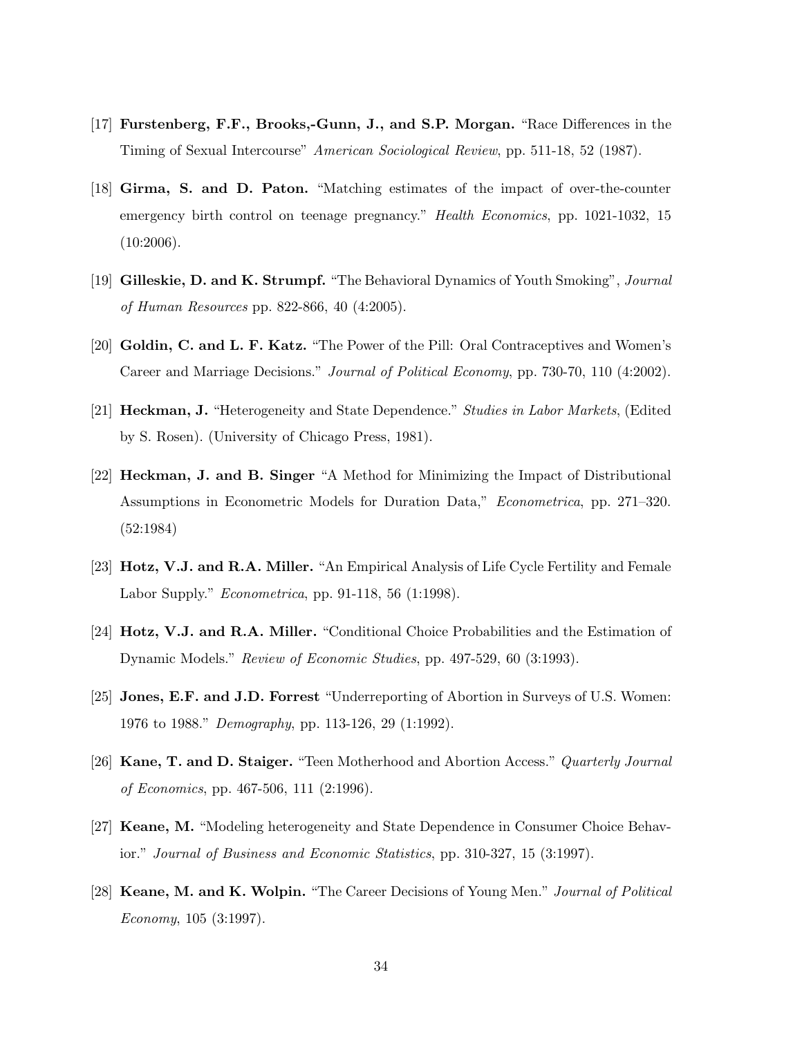[17] **Furstenberg, F.F., Brooks,-Gunn, J., and S.P. Morgan.** "Race Differences in the Timing of Sexual Intercourse" *American Sociological Review*, pp. 511-18, 52 (1987).

[18] **Girma, S. and D. Paton.** "Matching estimates of the impact of over-the-counter emergency birth control on teenage pregnancy." *Health Economics*, pp. 1021-1032, 15 (10:2006).

[19] **Gilleskie, D. and K. Strumpf.** "The Behavioral Dynamics of Youth Smoking", *Journal of Human Resources* pp. 822-866, 40 (4:2005).

[20] **Goldin, C. and L. F. Katz.** "The Power of the Pill: Oral Contraceptives and Women's Career and Marriage Decisions." *Journal of Political Economy*, pp. 730-70, 110 (4:2002).

[21] **Heckman, J.** "Heterogeneity and State Dependence." *Studies in Labor Markets*, (Edited by S. Rosen). (University of Chicago Press, 1981).

[22] **Heckman, J. and B. Singer** "A Method for Minimizing the Impact of Distributional Assumptions in Econometric Models for Duration Data," *Econometrica*, pp. 271–320. (52:1984)

[23] **Hotz, V.J. and R.A. Miller.** "An Empirical Analysis of Life Cycle Fertility and Female Labor Supply." *Econometrica*, pp. 91-118, 56 (1:1998).

[24] **Hotz, V.J. and R.A. Miller.** "Conditional Choice Probabilities and the Estimation of Dynamic Models." *Review of Economic Studies*, pp. 497-529, 60 (3:1993).

[25] **Jones, E.F. and J.D. Forrest** "Underreporting of Abortion in Surveys of U.S. Women: 1976 to 1988." *Demography*, pp. 113-126, 29 (1:1992).

[26] **Kane, T. and D. Staiger.** "Teen Motherhood and Abortion Access." *Quarterly Journal of Economics*, pp. 467-506, 111 (2:1996).

[27] **Keane, M.** "Modeling heterogeneity and State Dependence in Consumer Choice Behavior." *Journal of Business and Economic Statistics*, pp. 310-327, 15 (3:1997).

[28] **Keane, M. and K. Wolpin.** "The Career Decisions of Young Men." *Journal of Political Economy*, 105 (3:1997).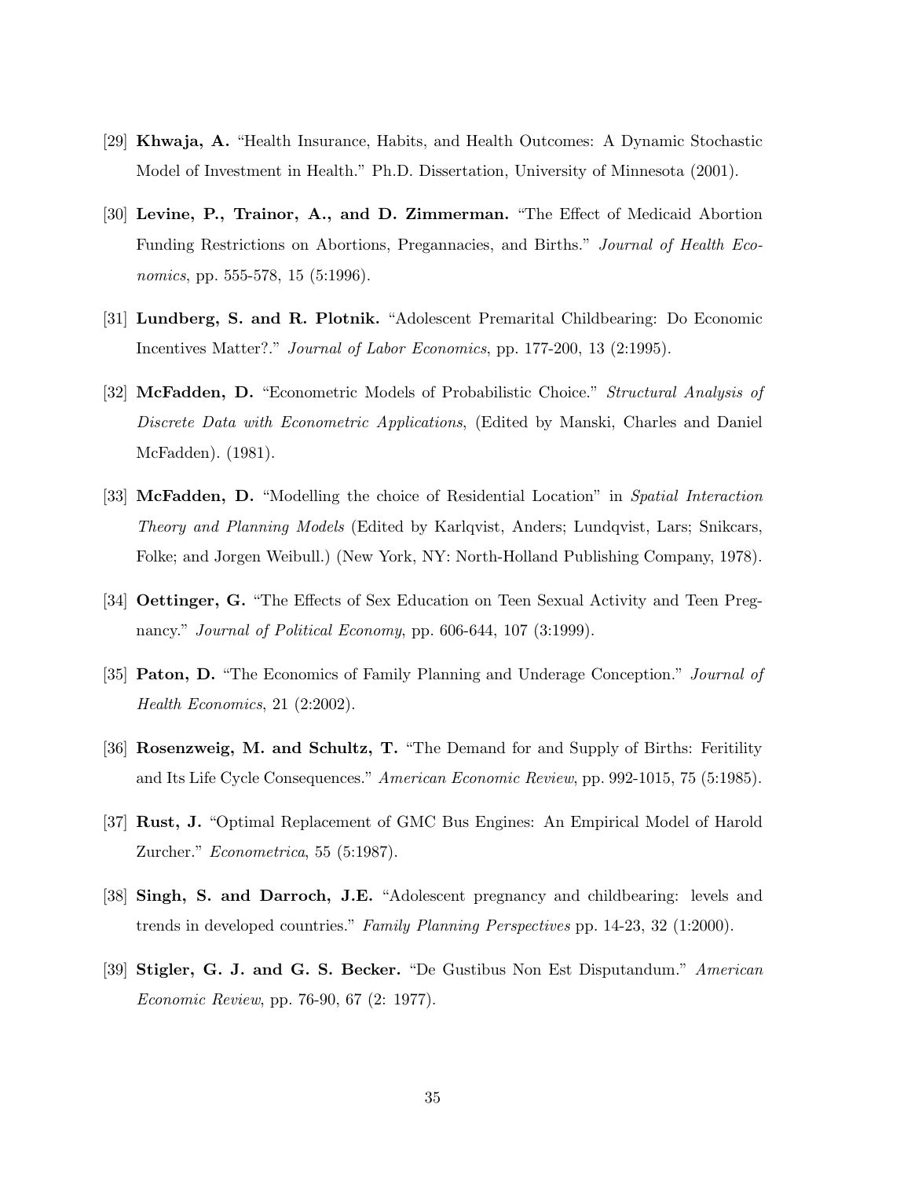[29] **Khwaja, A.** "Health Insurance, Habits, and Health Outcomes: A Dynamic Stochastic Model of Investment in Health." Ph.D. Dissertation, University of Minnesota (2001).

[30] **Levine, P., Trainor, A., and D. Zimmerman.** "The Effect of Medicaid Abortion Funding Restrictions on Abortions, Pregannacies, and Births." *Journal of Health Economics*, pp. 555-578, 15 (5:1996).

[31] **Lundberg, S. and R. Plotnik.** "Adolescent Premarital Childbearing: Do Economic Incentives Matter?." *Journal of Labor Economics*, pp. 177-200, 13 (2:1995).

[32] **McFadden, D.** "Econometric Models of Probabilistic Choice." *Structural Analysis of Discrete Data with Econometric Applications*, (Edited by Manski, Charles and Daniel McFadden). (1981).

[33] **McFadden, D.** "Modelling the choice of Residential Location" in *Spatial Interaction Theory and Planning Models* (Edited by Karlqvist, Anders; Lundqvist, Lars; Snikcars, Folke; and Jorgen Weibull.) (New York, NY: North-Holland Publishing Company, 1978).

[34] **Oettinger, G.** "The Effects of Sex Education on Teen Sexual Activity and Teen Pregnancy." *Journal of Political Economy*, pp. 606-644, 107 (3:1999).

[35] **Paton, D.** "The Economics of Family Planning and Underage Conception." *Journal of Health Economics*, 21 (2:2002).

[36] **Rosenzweig, M. and Schultz, T.** "The Demand for and Supply of Births: Feritility and Its Life Cycle Consequences." *American Economic Review*, pp. 992-1015, 75 (5:1985).

[37] **Rust, J.** "Optimal Replacement of GMC Bus Engines: An Empirical Model of Harold Zurcher." *Econometrica*, 55 (5:1987).

[38] **Singh, S. and Darroch, J.E.** "Adolescent pregnancy and childbearing: levels and trends in developed countries." *Family Planning Perspectives* pp. 14-23, 32 (1:2000).

[39] **Stigler, G. J. and G. S. Becker.** "De Gustibus Non Est Disputandum." *American Economic Review*, pp. 76-90, 67 (2: 1977).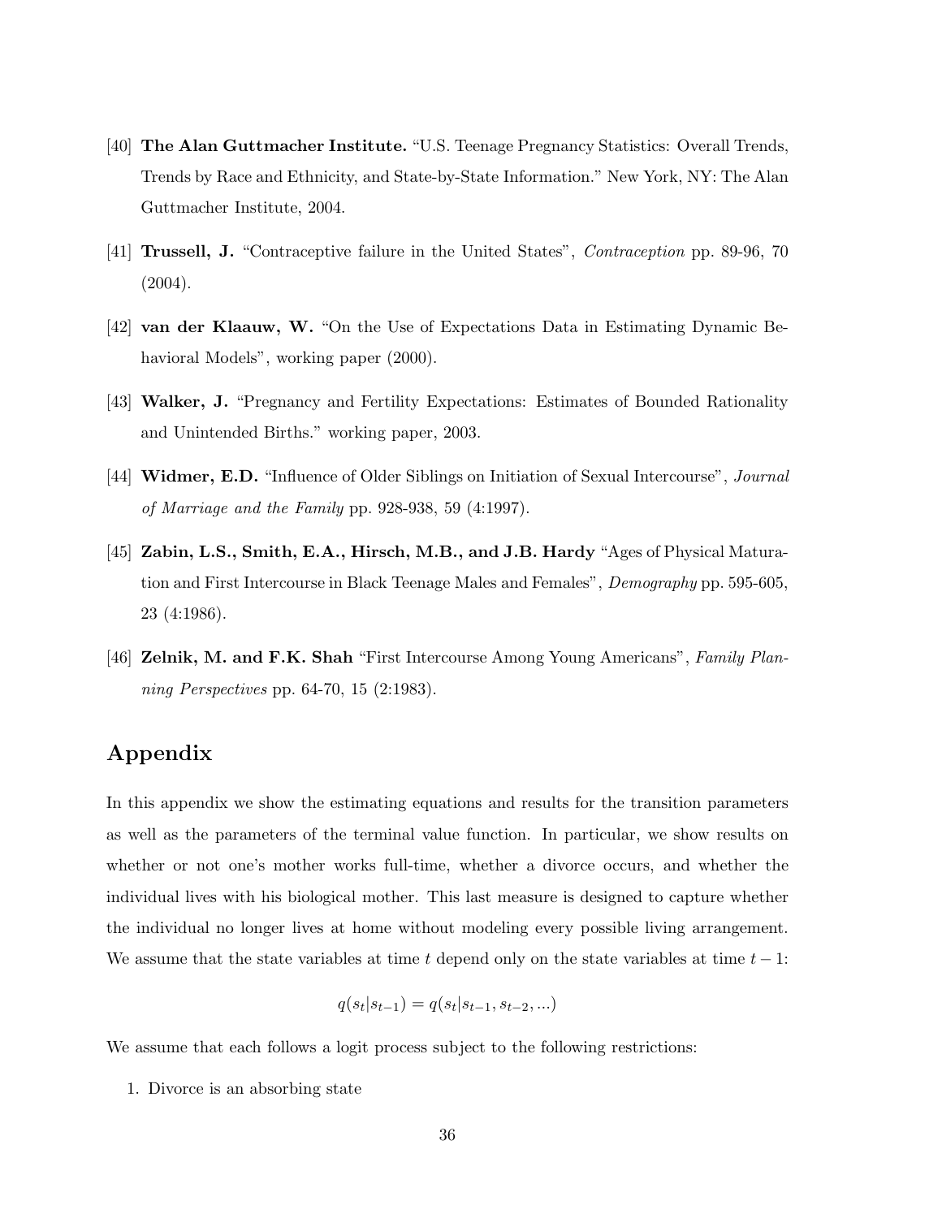[40] **The Alan Guttmacher Institute.** "U.S. Teenage Pregnancy Statistics: Overall Trends, Trends by Race and Ethnicity, and State-by-State Information." New York, NY: The Alan Guttmacher Institute, 2004.

[41] **Trussell, J.** "Contraceptive failure in the United States", *Contraception* pp. 89-96, 70 (2004).

[42] **van der Klaauw, W.** "On the Use of Expectations Data in Estimating Dynamic Behavioral Models", working paper (2000).

[43] **Walker, J.** "Pregnancy and Fertility Expectations: Estimates of Bounded Rationality and Unintended Births." working paper, 2003.

[44] **Widmer, E.D.** "Influence of Older Siblings on Initiation of Sexual Intercourse", *Journal of Marriage and the Family* pp. 928-938, 59 (4:1997).

[45] **Zabin, L.S., Smith, E.A., Hirsch, M.B., and J.B. Hardy** "Ages of Physical Maturation and First Intercourse in Black Teenage Males and Females", *Demography* pp. 595-605, 23 (4:1986).

[46] **Zelnik, M. and F.K. Shah** "First Intercourse Among Young Americans", *Family Planning Perspectives* pp. 64-70, 15 (2:1983).

# Appendix

In this appendix we show the estimating equations and results for the transition parameters as well as the parameters of the terminal value function. In particular, we show results on whether or not one's mother works full-time, whether a divorce occurs, and whether the individual lives with his biological mother. This last measure is designed to capture whether the individual no longer lives at home without modeling every possible living arrangement. We assume that the state variables at time $t$ depend only on the state variables at time $t-1$:

$$q(s_t|s_{t-1}) = q(s_t|s_{t-1}, s_{t-2}, ...)$$

We assume that each follows a logit process subject to the following restrictions:

1. Divorce is an absorbing state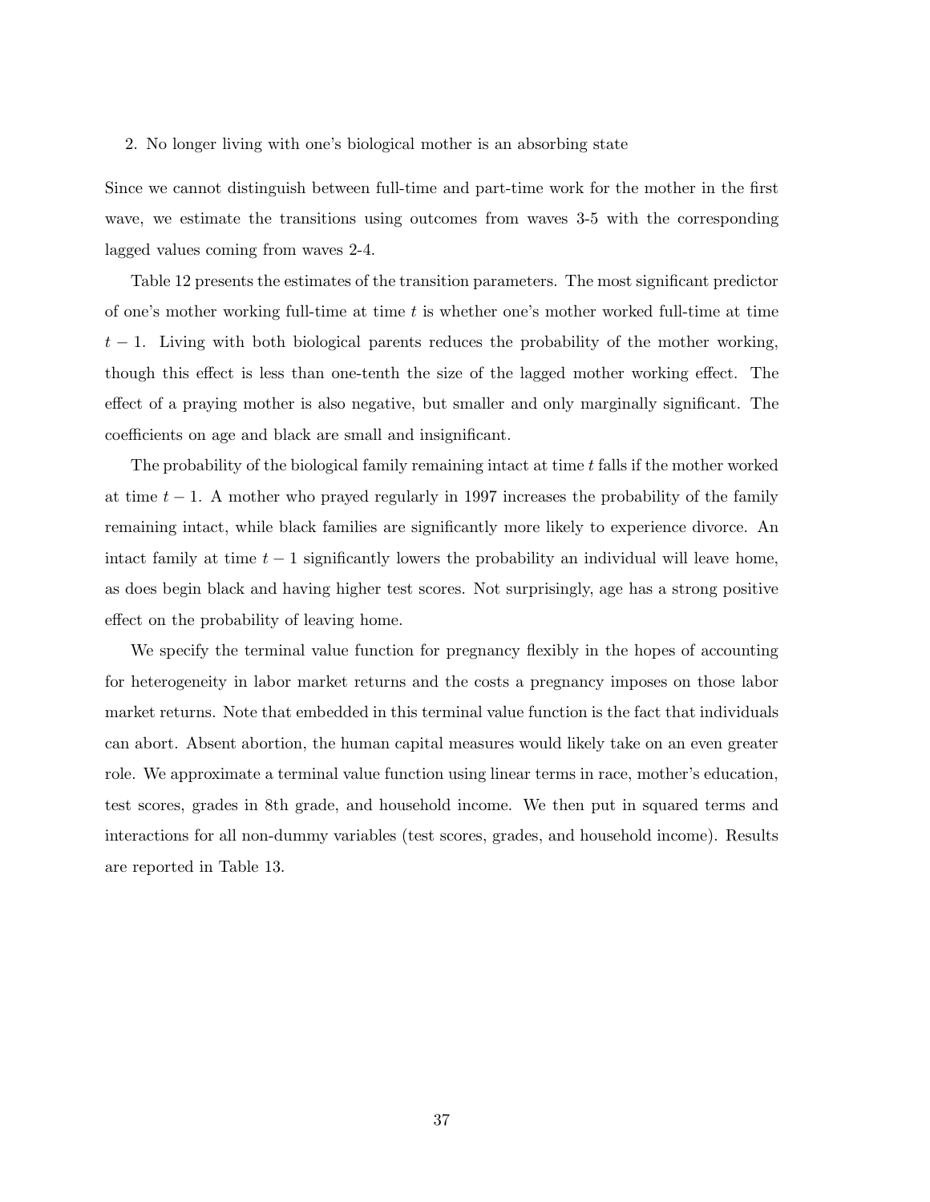2. No longer living with one's biological mother is an absorbing state

Since we cannot distinguish between full-time and part-time work for the mother in the first wave, we estimate the transitions using outcomes from waves 3-5 with the corresponding lagged values coming from waves 2-4.

Table 12 presents the estimates of the transition parameters. The most significant predictor of one's mother working full-time at time $t$ is whether one's mother worked full-time at time $t-1$. Living with both biological parents reduces the probability of the mother working, though this effect is less than one-tenth the size of the lagged mother working effect. The effect of a praying mother is also negative, but smaller and only marginally significant. The coefficients on age and black are small and insignificant.

The probability of the biological family remaining intact at time $t$ falls if the mother worked at time $t-1$. A mother who prayed regularly in 1997 increases the probability of the family remaining intact, while black families are significantly more likely to experience divorce. An intact family at time $t-1$ significantly lowers the probability an individual will leave home, as does begin black and having higher test scores. Not surprisingly, age has a strong positive effect on the probability of leaving home.

We specify the terminal value function for pregnancy flexibly in the hopes of accounting for heterogeneity in labor market returns and the costs a pregnancy imposes on those labor market returns. Note that embedded in this terminal value function is the fact that individuals can abort. Absent abortion, the human capital measures would likely take on an even greater role. We approximate a terminal value function using linear terms in race, mother's education, test scores, grades in 8th grade, and household income. We then put in squared terms and interactions for all non-dummy variables (test scores, grades, and household income). Results are reported in Table 13.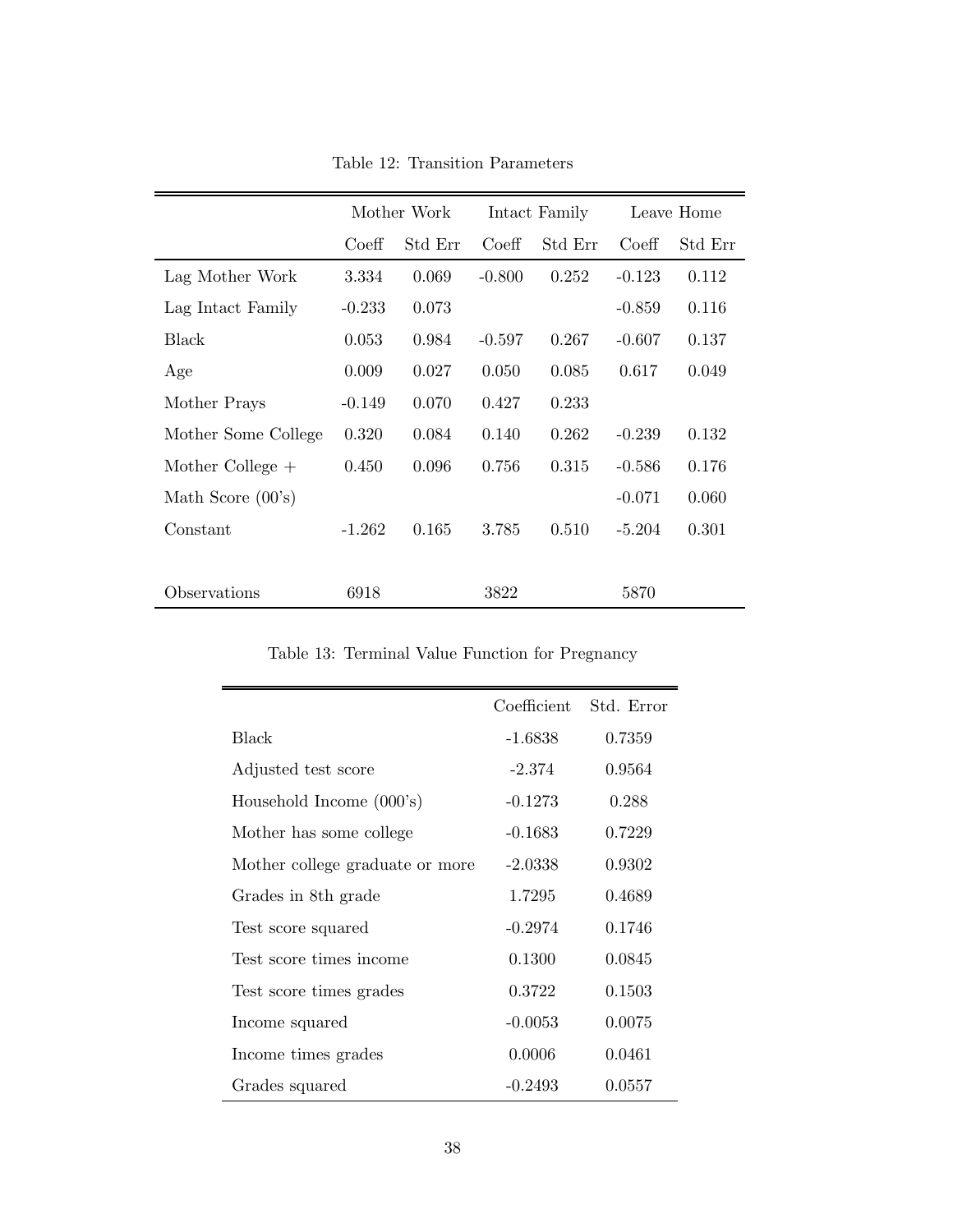Table 12: Transition Parameters

| | Mother Work | | Intact Family | | Leave Home | |
|---|---|---|---|---|---|---|
| | Coeff | Std Err | Coeff | Std Err | Coeff | Std Err |
| Lag Mother Work | 3.334 | 0.069 | -0.800 | 0.252 | -0.123 | 0.112 |
| Lag Intact Family | -0.233 | 0.073 | | | -0.859 | 0.116 |
| Black | 0.053 | 0.984 | -0.597 | 0.267 | -0.607 | 0.137 |
| Age | 0.009 | 0.027 | 0.050 | 0.085 | 0.617 | 0.049 |
| Mother Prays | -0.149 | 0.070 | 0.427 | 0.233 | | |
| Mother Some College | 0.320 | 0.084 | 0.140 | 0.262 | -0.239 | 0.132 |
| Mother College + | 0.450 | 0.096 | 0.756 | 0.315 | -0.586 | 0.176 |
| Math Score (00's) | | | | | -0.071 | 0.060 |
| Constant | -1.262 | 0.165 | 3.785 | 0.510 | -5.204 | 0.301 |
| | | | | | | |
| Observations | 6918 | | 3822 | | 5870 | |

Table 13: Terminal Value Function for Pregnancy

| | Coefficient | Std. Error |
|---|---|---|
| Black | -1.6838 | 0.7359 |
| Adjusted test score | -2.374 | 0.9564 |
| Household Income (000's) | -0.1273 | 0.288 |
| Mother has some college | -0.1683 | 0.7229 |
| Mother college graduate or more | -2.0338 | 0.9302 |
| Grades in 8th grade | 1.7295 | 0.4689 |
| Test score squared | -0.2974 | 0.1746 |
| Test score times income | 0.1300 | 0.0845 |
| Test score times grades | 0.3722 | 0.1503 |
| Income squared | -0.0053 | 0.0075 |
| Income times grades | 0.0006 | 0.0461 |
| Grades squared | -0.2493 | 0.0557 |